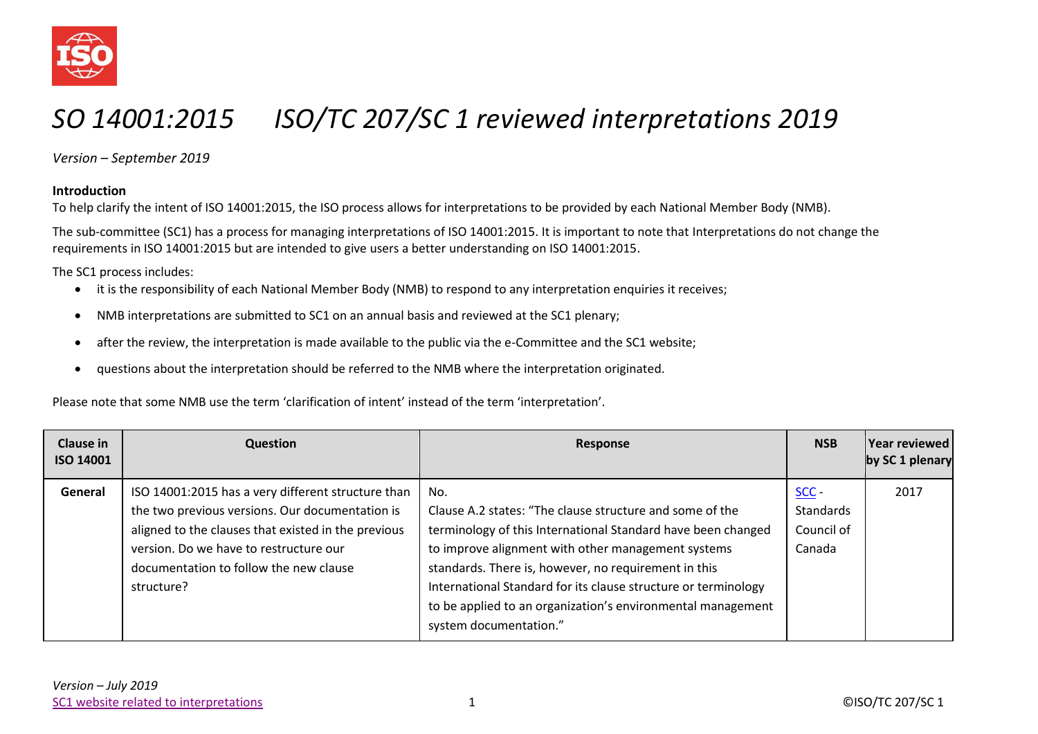# SO 14001:2015 ISO/TC 207/SC 1 reviewed interpretations 2019

*Version – September 2019*

**Introduction**

To help clarify the intent of ISO 14001:2015, the ISO process allows for interpretations to be provided by each National Member Body (NMB).

The sub-committee (SC1) has a process for managing interpretations of ISO 14001:2015. It is important to note that Interpretations do not change the requirements in ISO 14001:2015 but are intended to give users a better understanding on ISO 14001:2015.

The SC1 process includes:

- it is the responsibility of each National Member Body (NMB) to respond to any interpretation enquiries it receives;
- NMB interpretations are submitted to SC1 on an annual basis and reviewed at the SC1 plenary;
- after the review, the interpretation is made available to the public via the e-Committee and the SC1 website;
- questions about the interpretation should be referred to the NMB where the interpretation originated.

Please note that some NMB use the term 'clarification of intent' instead of the term 'interpretation'.

| Clause in ISO 14001 | Question | Response | NSB | Year reviewed by SC 1 plenary |
|---|---|---|---|---|
| **General** | ISO 14001:2015 has a very different structure than the two previous versions. Our documentation is aligned to the clauses that existed in the previous version. Do we have to restructure our documentation to follow the new clause structure? | No.<br>Clause A.2 states: "The clause structure and some of the terminology of this International Standard have been changed to improve alignment with other management systems standards. There is, however, no requirement in this International Standard for its clause structure or terminology to be applied to an organization's environmental management system documentation." | SCC - Standards Council of Canada | 2017 |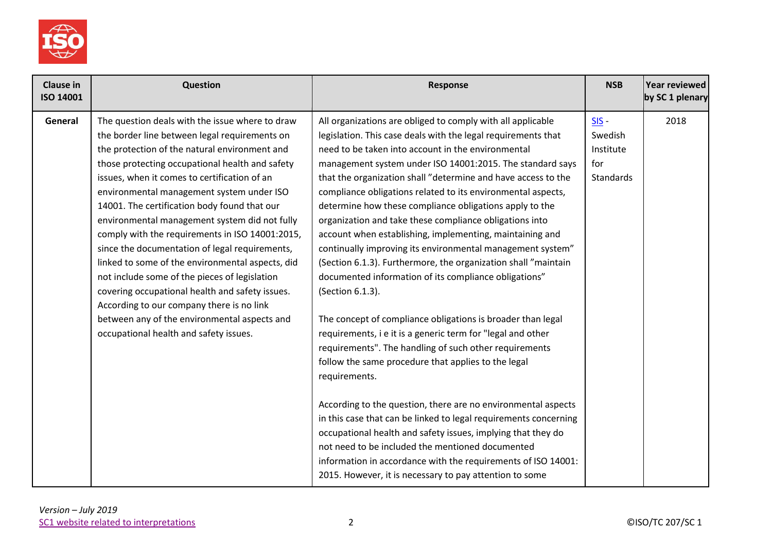| Clause in ISO 14001 | Question | Response | NSB | Year reviewed by SC 1 plenary |
|---|---|---|---|---|
| **General** | The question deals with the issue where to draw the border line between legal requirements on the protection of the natural environment and those protecting occupational health and safety issues, when it comes to certification of an environmental management system under ISO 14001. The certification body found that our environmental management system did not fully comply with the requirements in ISO 14001:2015, since the documentation of legal requirements, linked to some of the environmental aspects, did not include some of the pieces of legislation covering occupational health and safety issues. According to our company there is no link between any of the environmental aspects and occupational health and safety issues. | All organizations are obliged to comply with all applicable legislation. This case deals with the legal requirements that need to be taken into account in the environmental management system under ISO 14001:2015. The standard says that the organization shall ”determine and have access to the compliance obligations related to its environmental aspects, determine how these compliance obligations apply to the organization and take these compliance obligations into account when establishing, implementing, maintaining and continually improving its environmental management system” (Section 6.1.3). Furthermore, the organization shall ”maintain documented information of its compliance obligations” (Section 6.1.3).<br><br>The concept of compliance obligations is broader than legal requirements, i e it is a generic term for "legal and other requirements". The handling of such other requirements follow the same procedure that applies to the legal requirements.<br><br>According to the question, there are no environmental aspects in this case that can be linked to legal requirements concerning occupational health and safety issues, implying that they do not need to be included the mentioned documented information in accordance with the requirements of ISO 14001: 2015. However, it is necessary to pay attention to some | SIS - Swedish Institute for Standards | 2018 |

*Version – July 2019*
SC1 website related to interpretations

©ISO/TC 207/SC 1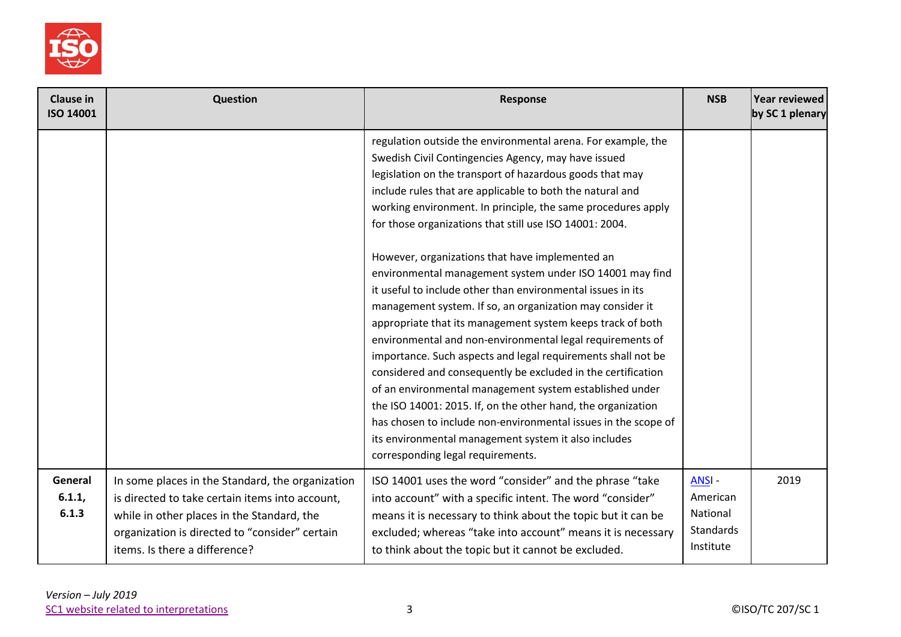| Clause in ISO 14001 | Question | Response | NSB | Year reviewed by SC 1 plenary |
|---|---|---|---|---|
| | | regulation outside the environmental arena. For example, the Swedish Civil Contingencies Agency, may have issued legislation on the transport of hazardous goods that may include rules that are applicable to both the natural and working environment. In principle, the same procedures apply for those organizations that still use ISO 14001: 2004.<br><br>However, organizations that have implemented an environmental management system under ISO 14001 may find it useful to include other than environmental issues in its management system. If so, an organization may consider it appropriate that its management system keeps track of both environmental and non-environmental legal requirements of importance. Such aspects and legal requirements shall not be considered and consequently be excluded in the certification of an environmental management system established under the ISO 14001: 2015. If, on the other hand, the organization has chosen to include non-environmental issues in the scope of its environmental management system it also includes corresponding legal requirements. | | |
| **General 6.1.1, 6.1.3** | In some places in the Standard, the organization is directed to take certain items into account, while in other places in the Standard, the organization is directed to "consider" certain items. Is there a difference? | ISO 14001 uses the word "consider" and the phrase "take into account" with a specific intent. The word "consider" means it is necessary to think about the topic but it can be excluded; whereas "take into account" means it is necessary to think about the topic but it cannot be excluded. | ANSI - American National Standards Institute | 2019 |

*Version – July 2019*
SC1 website related to interpretations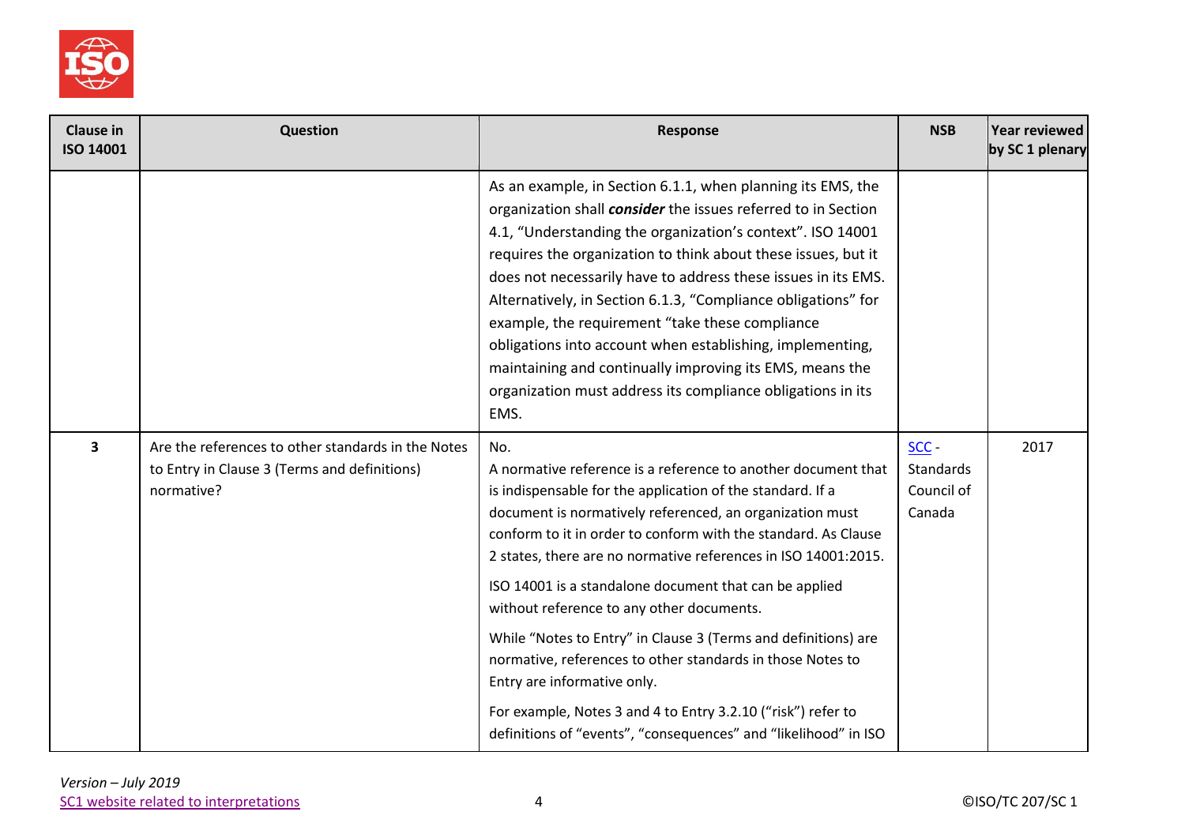| Clause in ISO 14001 | Question | Response | NSB | Year reviewed by SC 1 plenary |
|---|---|---|---|---|
| | | As an example, in Section 6.1.1, when planning its EMS, the organization shall ***consider*** the issues referred to in Section 4.1, "Understanding the organization's context". ISO 14001 requires the organization to think about these issues, but it does not necessarily have to address these issues in its EMS. Alternatively, in Section 6.1.3, "Compliance obligations" for example, the requirement "take these compliance obligations into account when establishing, implementing, maintaining and continually improving its EMS, means the organization must address its compliance obligations in its EMS. | | |
| **3** | Are the references to other standards in the Notes to Entry in Clause 3 (Terms and definitions) normative? | No.<br>A normative reference is a reference to another document that is indispensable for the application of the standard. If a document is normatively referenced, an organization must conform to it in order to conform with the standard. As Clause 2 states, there are no normative references in ISO 14001:2015.<br><br>ISO 14001 is a standalone document that can be applied without reference to any other documents.<br><br>While "Notes to Entry" in Clause 3 (Terms and definitions) are normative, references to other standards in those Notes to Entry are informative only.<br><br>For example, Notes 3 and 4 to Entry 3.2.10 ("risk") refer to definitions of "events", "consequences" and "likelihood" in ISO | SCC - Standards Council of Canada | 2017 |

*Version – July 2019*
SC1 website related to interpretations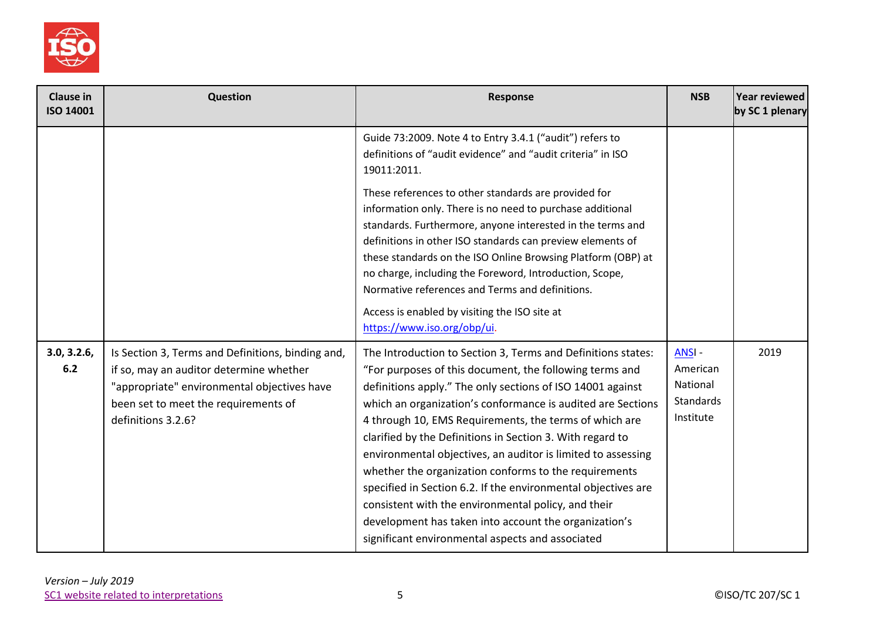| Clause in ISO 14001 | Question | Response | NSB | Year reviewed by SC 1 plenary |
|---|---|---|---|---|
| | | Guide 73:2009. Note 4 to Entry 3.4.1 ("audit") refers to definitions of "audit evidence" and "audit criteria" in ISO 19011:2011.<br><br>These references to other standards are provided for information only. There is no need to purchase additional standards. Furthermore, anyone interested in the terms and definitions in other ISO standards can preview elements of these standards on the ISO Online Browsing Platform (OBP) at no charge, including the Foreword, Introduction, Scope, Normative references and Terms and definitions.<br><br>Access is enabled by visiting the ISO site at https://www.iso.org/obp/ui. | | |
| 3.0, 3.2.6, 6.2 | Is Section 3, Terms and Definitions, binding and, if so, may an auditor determine whether "appropriate" environmental objectives have been set to meet the requirements of definitions 3.2.6? | The Introduction to Section 3, Terms and Definitions states: "For purposes of this document, the following terms and definitions apply." The only sections of ISO 14001 against which an organization's conformance is audited are Sections 4 through 10, EMS Requirements, the terms of which are clarified by the Definitions in Section 3. With regard to environmental objectives, an auditor is limited to assessing whether the organization conforms to the requirements specified in Section 6.2. If the environmental objectives are consistent with the environmental policy, and their development has taken into account the organization's significant environmental aspects and associated | ANSI - American National Standards Institute | 2019 |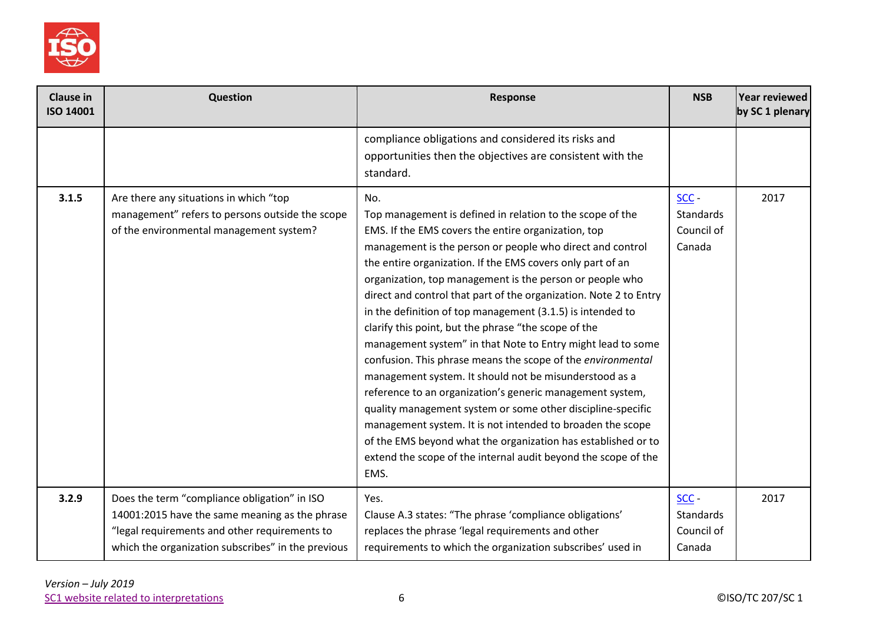| Clause in ISO 14001 | Question | Response | NSB | Year reviewed by SC 1 plenary |
|---|---|---|---|---|
| | | compliance obligations and considered its risks and opportunities then the objectives are consistent with the standard. | | |
| **3.1.5** | Are there any situations in which "top management" refers to persons outside the scope of the environmental management system? | No.<br>Top management is defined in relation to the scope of the EMS. If the EMS covers the entire organization, top management is the person or people who direct and control the entire organization. If the EMS covers only part of an organization, top management is the person or people who direct and control that part of the organization. Note 2 to Entry in the definition of top management (3.1.5) is intended to clarify this point, but the phrase "the scope of the management system" in that Note to Entry might lead to some confusion. This phrase means the scope of the *environmental* management system. It should not be misunderstood as a reference to an organization's generic management system, quality management system or some other discipline-specific management system. It is not intended to broaden the scope of the EMS beyond what the organization has established or to extend the scope of the internal audit beyond the scope of the EMS. | SCC - Standards Council of Canada | 2017 |
| **3.2.9** | Does the term "compliance obligation" in ISO 14001:2015 have the same meaning as the phrase "legal requirements and other requirements to which the organization subscribes" in the previous | Yes.<br>Clause A.3 states: "The phrase 'compliance obligations' replaces the phrase 'legal requirements and other requirements to which the organization subscribes' used in | SCC - Standards Council of Canada | 2017 |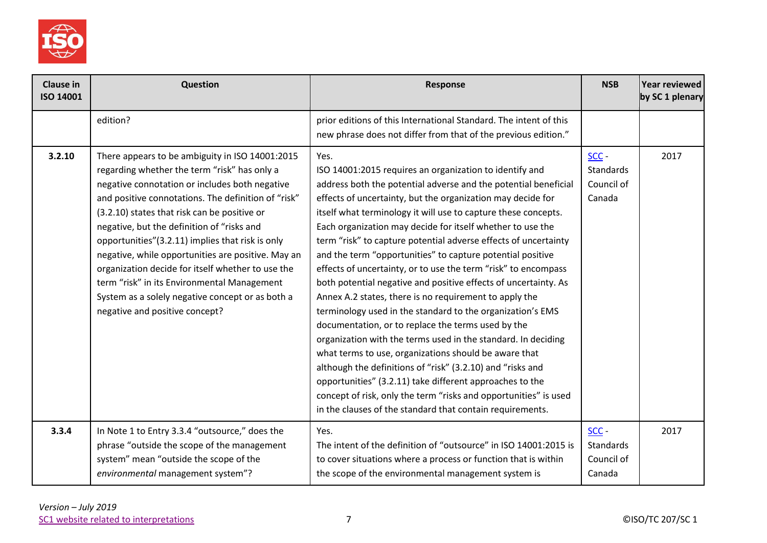| Clause in ISO 14001 | Question | Response | NSB | Year reviewed by SC 1 plenary |
|---|---|---|---|---|
| | edition? | prior editions of this International Standard. The intent of this new phrase does not differ from that of the previous edition." | | |
| **3.2.10** | There appears to be ambiguity in ISO 14001:2015 regarding whether the term "risk" has only a negative connotation or includes both negative and positive connotations. The definition of "risk" (3.2.10) states that risk can be positive or negative, but the definition of "risks and opportunities"(3.2.11) implies that risk is only negative, while opportunities are positive. May an organization decide for itself whether to use the term "risk" in its Environmental Management System as a solely negative concept or as both a negative and positive concept? | Yes.<br>ISO 14001:2015 requires an organization to identify and address both the potential adverse and the potential beneficial effects of uncertainty, but the organization may decide for itself what terminology it will use to capture these concepts. Each organization may decide for itself whether to use the term "risk" to capture potential adverse effects of uncertainty and the term "opportunities" to capture potential positive effects of uncertainty, or to use the term "risk" to encompass both potential negative and positive effects of uncertainty. As Annex A.2 states, there is no requirement to apply the terminology used in the standard to the organization's EMS documentation, or to replace the terms used by the organization with the terms used in the standard. In deciding what terms to use, organizations should be aware that although the definitions of "risk" (3.2.10) and "risks and opportunities" (3.2.11) take different approaches to the concept of risk, only the term "risks and opportunities" is used in the clauses of the standard that contain requirements. | SCC - Standards Council of Canada | 2017 |
| **3.3.4** | In Note 1 to Entry 3.3.4 "outsource," does the phrase "outside the scope of the management system" mean "outside the scope of the *environmental* management system"? | Yes.<br>The intent of the definition of "outsource" in ISO 14001:2015 is to cover situations where a process or function that is within the scope of the environmental management system is | SCC - Standards Council of Canada | 2017 |

*Version – July 2019*
SC1 website related to interpretations

©ISO/TC 207/SC 1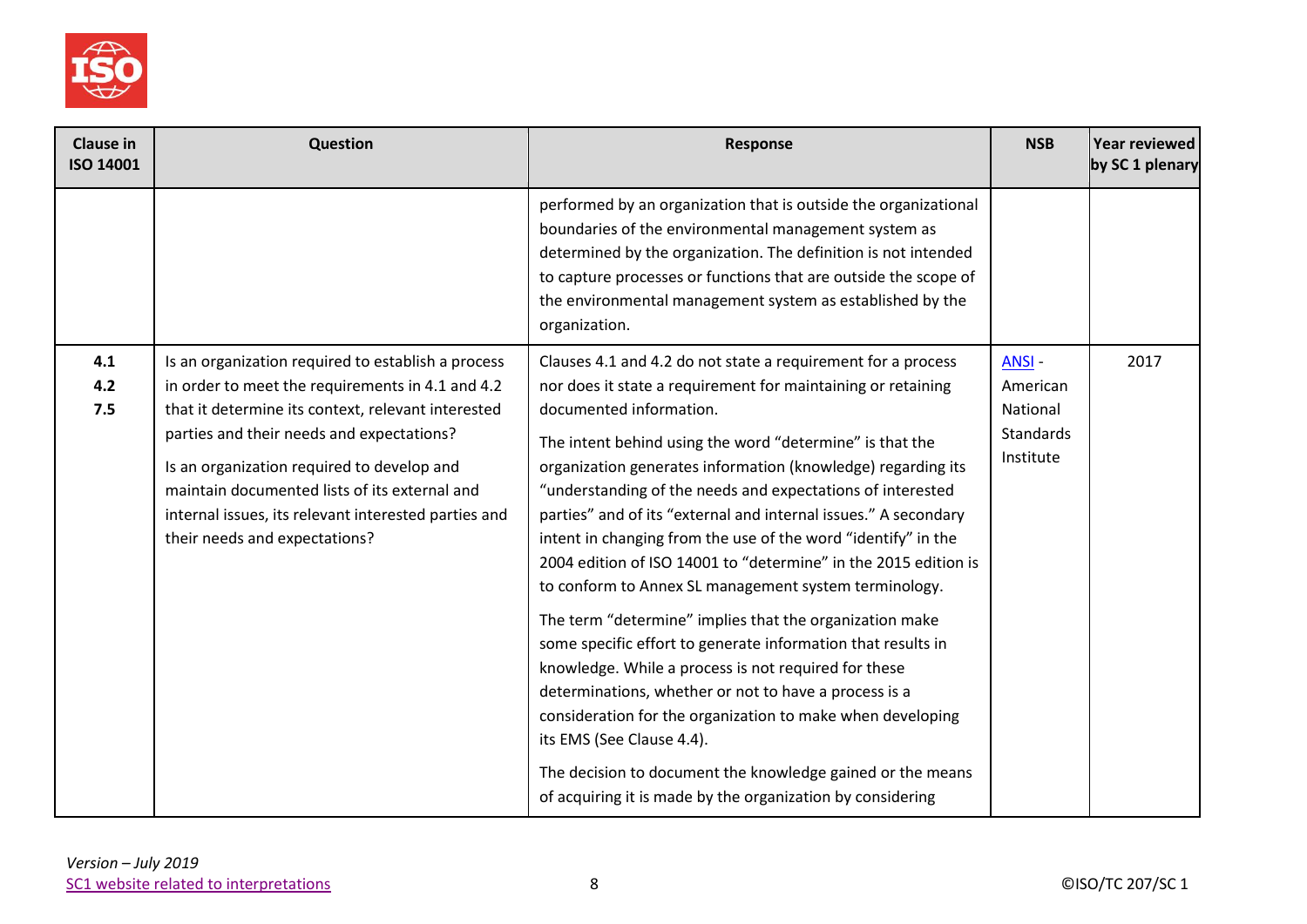| Clause in ISO 14001 | Question | Response | NSB | Year reviewed by SC 1 plenary |
|---|---|---|---|---|
| | | performed by an organization that is outside the organizational boundaries of the environmental management system as determined by the organization. The definition is not intended to capture processes or functions that are outside the scope of the environmental management system as established by the organization. | | |
| 4.1<br>4.2<br>7.5 | Is an organization required to establish a process in order to meet the requirements in 4.1 and 4.2 that it determine its context, relevant interested parties and their needs and expectations?<br><br>Is an organization required to develop and maintain documented lists of its external and internal issues, its relevant interested parties and their needs and expectations? | Clauses 4.1 and 4.2 do not state a requirement for a process nor does it state a requirement for maintaining or retaining documented information.<br><br>The intent behind using the word "determine" is that the organization generates information (knowledge) regarding its "understanding of the needs and expectations of interested parties" and of its "external and internal issues." A secondary intent in changing from the use of the word "identify" in the 2004 edition of ISO 14001 to "determine" in the 2015 edition is to conform to Annex SL management system terminology.<br><br>The term "determine" implies that the organization make some specific effort to generate information that results in knowledge. While a process is not required for these determinations, whether or not to have a process is a consideration for the organization to make when developing its EMS (See Clause 4.4).<br><br>The decision to document the knowledge gained or the means of acquiring it is made by the organization by considering | ANSI - American National Standards Institute | 2017 |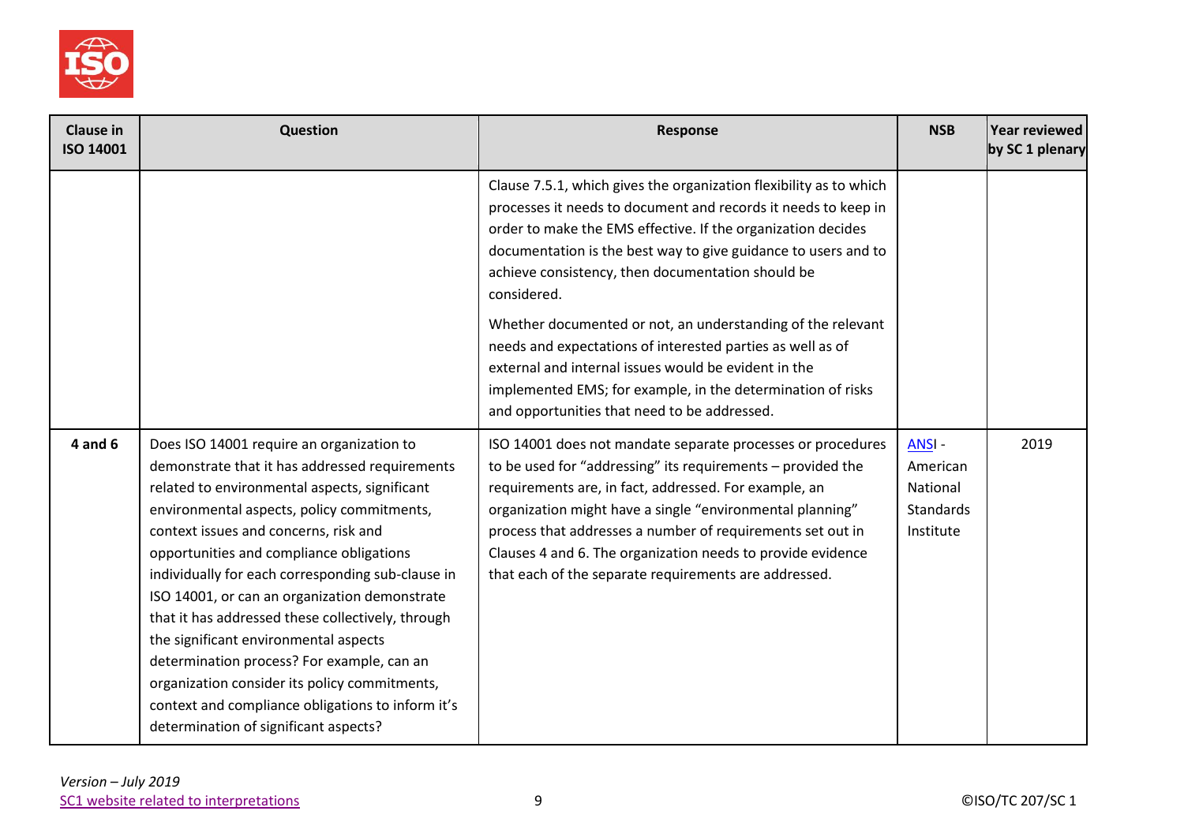| Clause in ISO 14001 | Question | Response | NSB | Year reviewed by SC 1 plenary |
|---|---|---|---|---|
| | | Clause 7.5.1, which gives the organization flexibility as to which processes it needs to document and records it needs to keep in order to make the EMS effective. If the organization decides documentation is the best way to give guidance to users and to achieve consistency, then documentation should be considered.<br><br>Whether documented or not, an understanding of the relevant needs and expectations of interested parties as well as of external and internal issues would be evident in the implemented EMS; for example, in the determination of risks and opportunities that need to be addressed. | | |
| **4 and 6** | Does ISO 14001 require an organization to demonstrate that it has addressed requirements related to environmental aspects, significant environmental aspects, policy commitments, context issues and concerns, risk and opportunities and compliance obligations individually for each corresponding sub-clause in ISO 14001, or can an organization demonstrate that it has addressed these collectively, through the significant environmental aspects determination process? For example, can an organization consider its policy commitments, context and compliance obligations to inform it's determination of significant aspects? | ISO 14001 does not mandate separate processes or procedures to be used for "addressing" its requirements – provided the requirements are, in fact, addressed. For example, an organization might have a single "environmental planning" process that addresses a number of requirements set out in Clauses 4 and 6. The organization needs to provide evidence that each of the separate requirements are addressed. | ANSI - American National Standards Institute | 2019 |

*Version – July 2019*
SC1 website related to interpretations
©ISO/TC 207/SC 1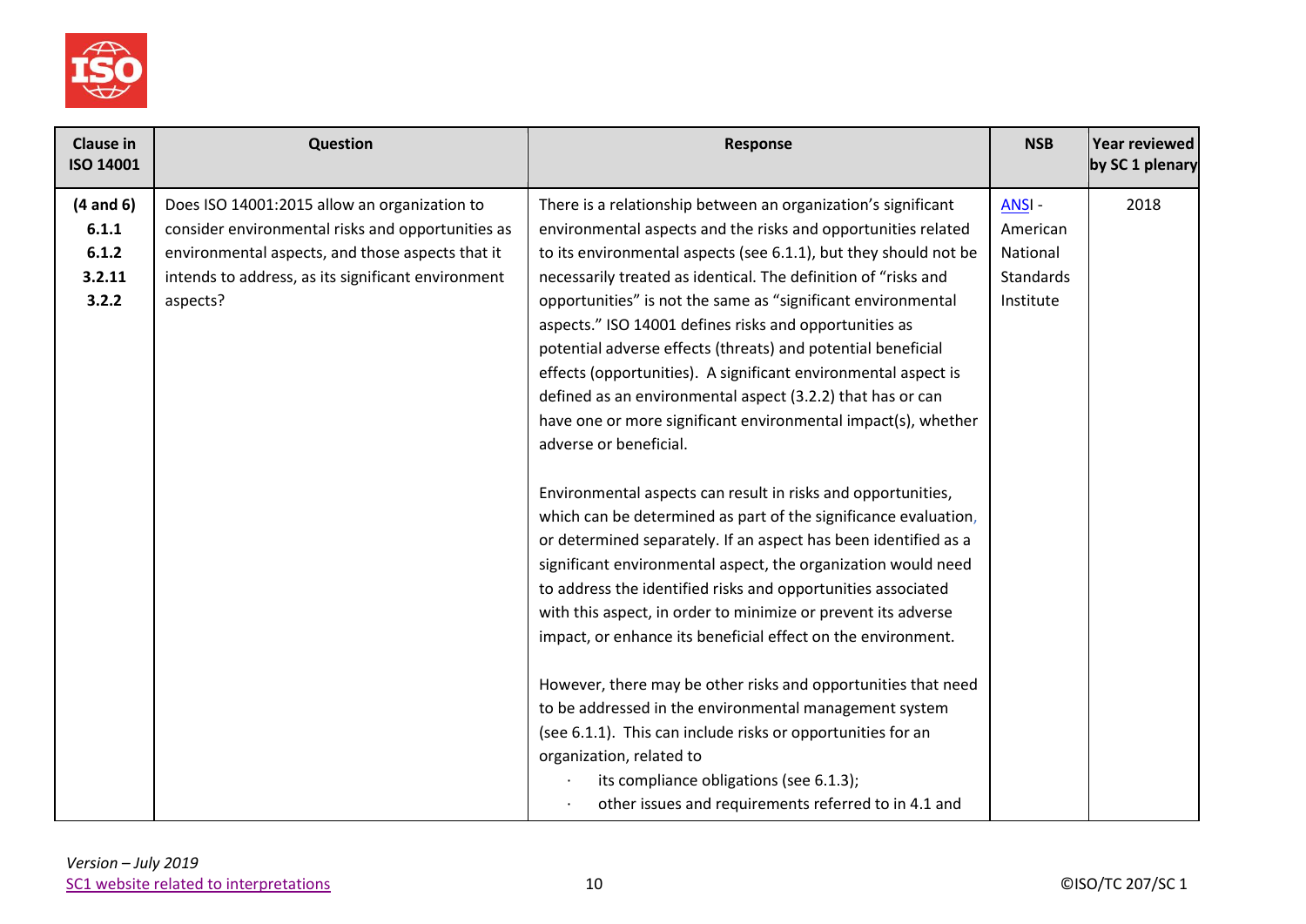| Clause in ISO 14001 | Question | Response | NSB | Year reviewed by SC 1 plenary |
|---|---|---|---|---|
| **(4 and 6)**<br>**6.1.1**<br>**6.1.2**<br>**3.2.11**<br>**3.2.2** | Does ISO 14001:2015 allow an organization to consider environmental risks and opportunities as environmental aspects, and those aspects that it intends to address, as its significant environment aspects? | There is a relationship between an organization's significant environmental aspects and the risks and opportunities related to its environmental aspects (see 6.1.1), but they should not be necessarily treated as identical. The definition of "risks and opportunities" is not the same as "significant environmental aspects." ISO 14001 defines risks and opportunities as potential adverse effects (threats) and potential beneficial effects (opportunities). A significant environmental aspect is defined as an environmental aspect (3.2.2) that has or can have one or more significant environmental impact(s), whether adverse or beneficial.<br><br>Environmental aspects can result in risks and opportunities, which can be determined as part of the significance evaluation, or determined separately. If an aspect has been identified as a significant environmental aspect, the organization would need to address the identified risks and opportunities associated with this aspect, in order to minimize or prevent its adverse impact, or enhance its beneficial effect on the environment.<br><br>However, there may be other risks and opportunities that need to be addressed in the environmental management system (see 6.1.1). This can include risks or opportunities for an organization, related to<br>· its compliance obligations (see 6.1.3);<br>· other issues and requirements referred to in 4.1 and | ANSI - American National Standards Institute | 2018 |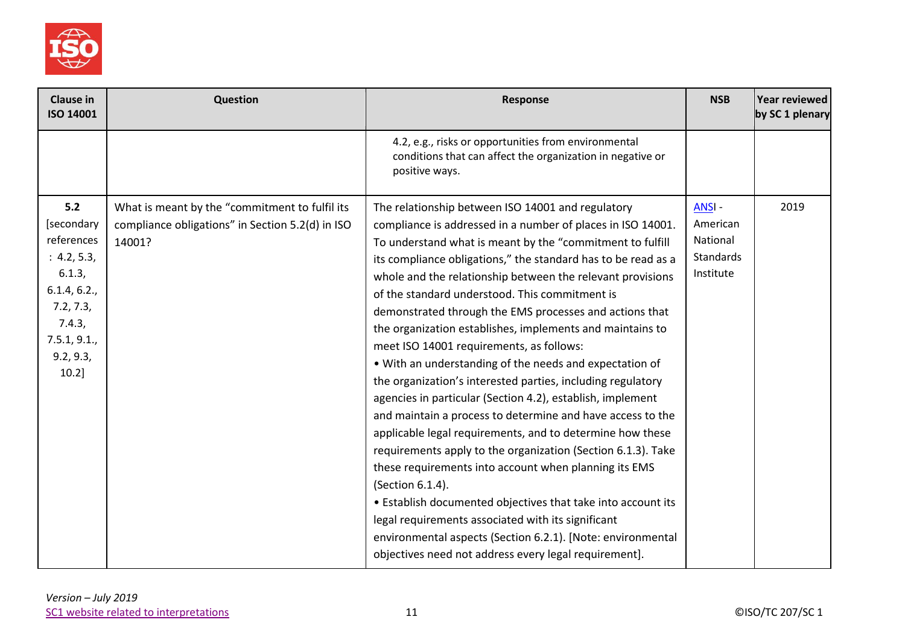| Clause in ISO 14001 | Question | Response | NSB | Year reviewed by SC 1 plenary |
|---|---|---|---|---|
| | | 4.2, e.g., risks or opportunities from environmental conditions that can affect the organization in negative or positive ways. | | |
| **5.2** [secondary references : 4.2, 5.3, 6.1.3, 6.1.4, 6.2., 7.2, 7.3, 7.4.3, 7.5.1, 9.1., 9.2, 9.3, 10.2] | What is meant by the "commitment to fulfil its compliance obligations" in Section 5.2(d) in ISO 14001? | The relationship between ISO 14001 and regulatory compliance is addressed in a number of places in ISO 14001. To understand what is meant by the "commitment to fulfill its compliance obligations," the standard has to be read as a whole and the relationship between the relevant provisions of the standard understood. This commitment is demonstrated through the EMS processes and actions that the organization establishes, implements and maintains to meet ISO 14001 requirements, as follows:<br>• With an understanding of the needs and expectation of the organization's interested parties, including regulatory agencies in particular (Section 4.2), establish, implement and maintain a process to determine and have access to the applicable legal requirements, and to determine how these requirements apply to the organization (Section 6.1.3). Take these requirements into account when planning its EMS (Section 6.1.4).<br>• Establish documented objectives that take into account its legal requirements associated with its significant environmental aspects (Section 6.2.1). [Note: environmental objectives need not address every legal requirement]. | ANSI - American National Standards Institute | 2019 |

*Version – July 2019*
SC1 website related to interpretations

©ISO/TC 207/SC 1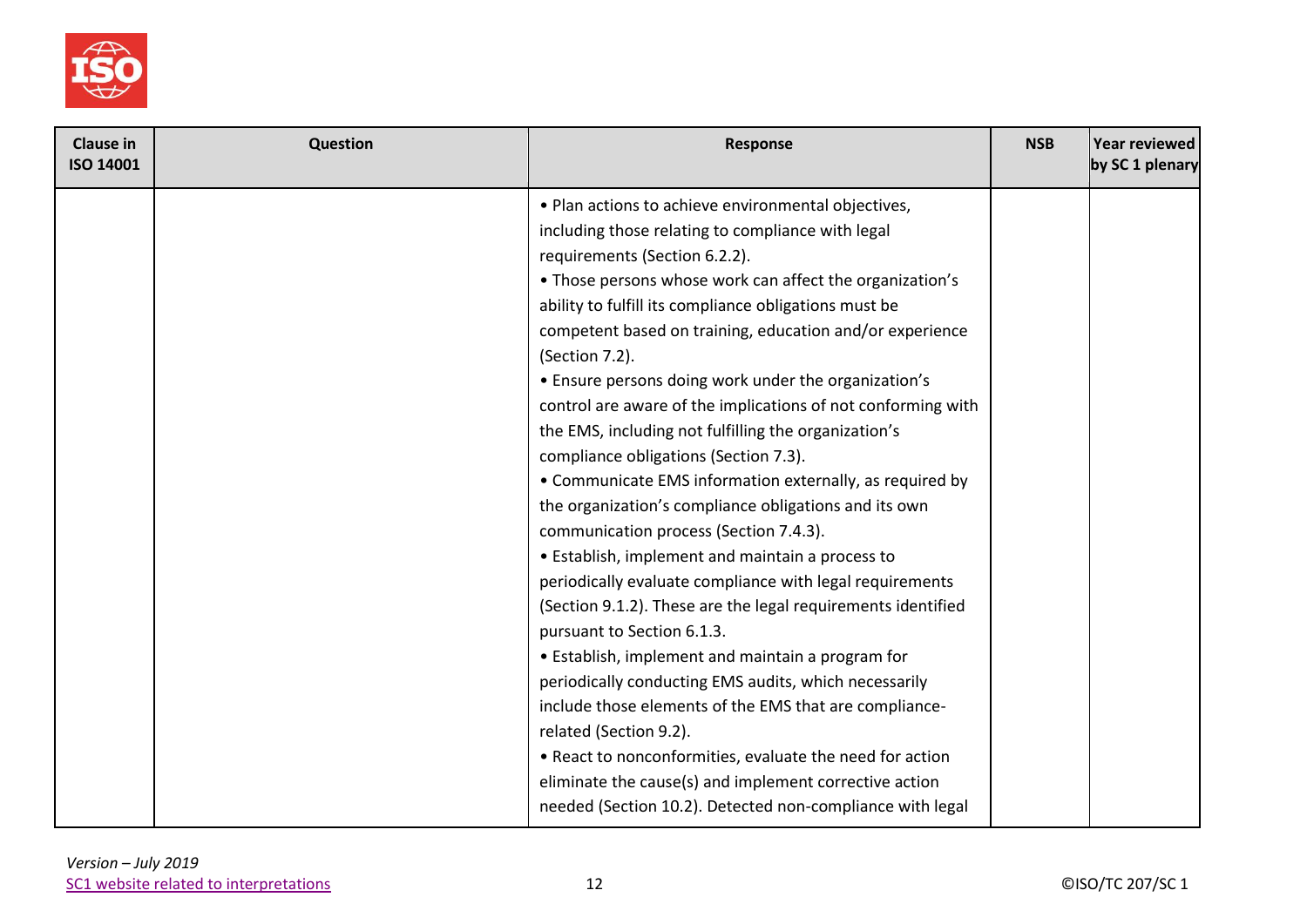| Clause in ISO 14001 | Question | Response | NSB | Year reviewed by SC 1 plenary |
|---|---|---|---|---|
| | | • Plan actions to achieve environmental objectives, including those relating to compliance with legal requirements (Section 6.2.2).<br>• Those persons whose work can affect the organization's ability to fulfill its compliance obligations must be competent based on training, education and/or experience (Section 7.2).<br>• Ensure persons doing work under the organization's control are aware of the implications of not conforming with the EMS, including not fulfilling the organization's compliance obligations (Section 7.3).<br>• Communicate EMS information externally, as required by the organization's compliance obligations and its own communication process (Section 7.4.3).<br>• Establish, implement and maintain a process to periodically evaluate compliance with legal requirements (Section 9.1.2). These are the legal requirements identified pursuant to Section 6.1.3.<br>• Establish, implement and maintain a program for periodically conducting EMS audits, which necessarily include those elements of the EMS that are compliance-related (Section 9.2).<br>• React to nonconformities, evaluate the need for action eliminate the cause(s) and implement corrective action needed (Section 10.2). Detected non-compliance with legal | | |

*Version – July 2019*
SC1 website related to interpretations

©ISO/TC 207/SC 1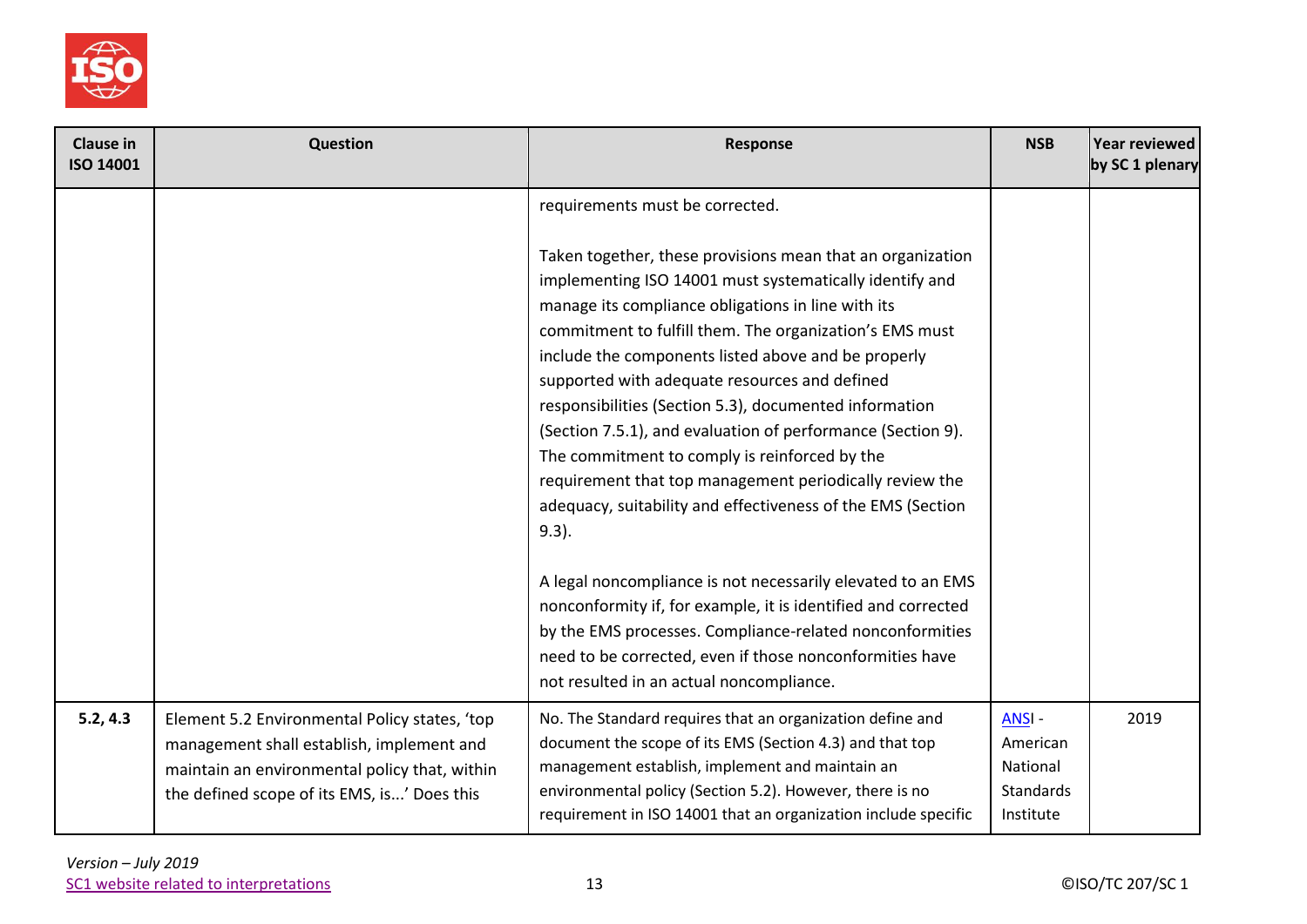| Clause in ISO 14001 | Question | Response | NSB | Year reviewed by SC 1 plenary |
|---|---|---|---|---|
| | | requirements must be corrected.<br><br>Taken together, these provisions mean that an organization implementing ISO 14001 must systematically identify and manage its compliance obligations in line with its commitment to fulfill them. The organization's EMS must include the components listed above and be properly supported with adequate resources and defined responsibilities (Section 5.3), documented information (Section 7.5.1), and evaluation of performance (Section 9). The commitment to comply is reinforced by the requirement that top management periodically review the adequacy, suitability and effectiveness of the EMS (Section 9.3).<br><br>A legal noncompliance is not necessarily elevated to an EMS nonconformity if, for example, it is identified and corrected by the EMS processes. Compliance-related nonconformities need to be corrected, even if those nonconformities have not resulted in an actual noncompliance. | | |
| **5.2, 4.3** | Element 5.2 Environmental Policy states, 'top management shall establish, implement and maintain an environmental policy that, within the defined scope of its EMS, is...' Does this | No. The Standard requires that an organization define and document the scope of its EMS (Section 4.3) and that top management establish, implement and maintain an environmental policy (Section 5.2). However, there is no requirement in ISO 14001 that an organization include specific | ANSI - American National Standards Institute | 2019 |

*Version – July 2019*
SC1 website related to interpretations

©ISO/TC 207/SC 1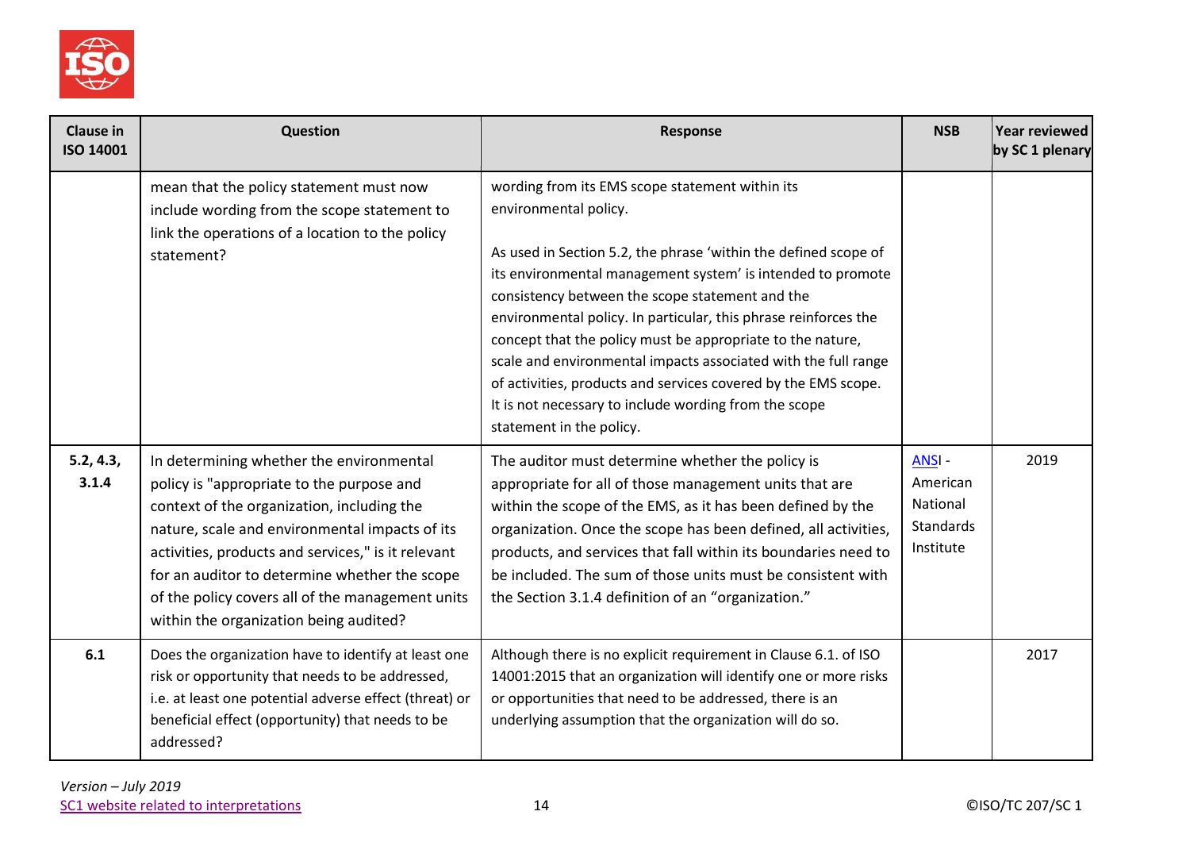| Clause in ISO 14001 | Question | Response | NSB | Year reviewed by SC 1 plenary |
|---|---|---|---|---|
| | mean that the policy statement must now include wording from the scope statement to link the operations of a location to the policy statement? | wording from its EMS scope statement within its environmental policy.<br><br>As used in Section 5.2, the phrase 'within the defined scope of its environmental management system' is intended to promote consistency between the scope statement and the environmental policy. In particular, this phrase reinforces the concept that the policy must be appropriate to the nature, scale and environmental impacts associated with the full range of activities, products and services covered by the EMS scope. It is not necessary to include wording from the scope statement in the policy. | | |
| **5.2, 4.3, 3.1.4** | In determining whether the environmental policy is "appropriate to the purpose and context of the organization, including the nature, scale and environmental impacts of its activities, products and services," is it relevant for an auditor to determine whether the scope of the policy covers all of the management units within the organization being audited? | The auditor must determine whether the policy is appropriate for all of those management units that are within the scope of the EMS, as it has been defined by the organization. Once the scope has been defined, all activities, products, and services that fall within its boundaries need to be included. The sum of those units must be consistent with the Section 3.1.4 definition of an "organization." | ANSI - American National Standards Institute | 2019 |
| **6.1** | Does the organization have to identify at least one risk or opportunity that needs to be addressed, i.e. at least one potential adverse effect (threat) or beneficial effect (opportunity) that needs to be addressed? | Although there is no explicit requirement in Clause 6.1. of ISO 14001:2015 that an organization will identify one or more risks or opportunities that need to be addressed, there is an underlying assumption that the organization will do so. | | 2017 |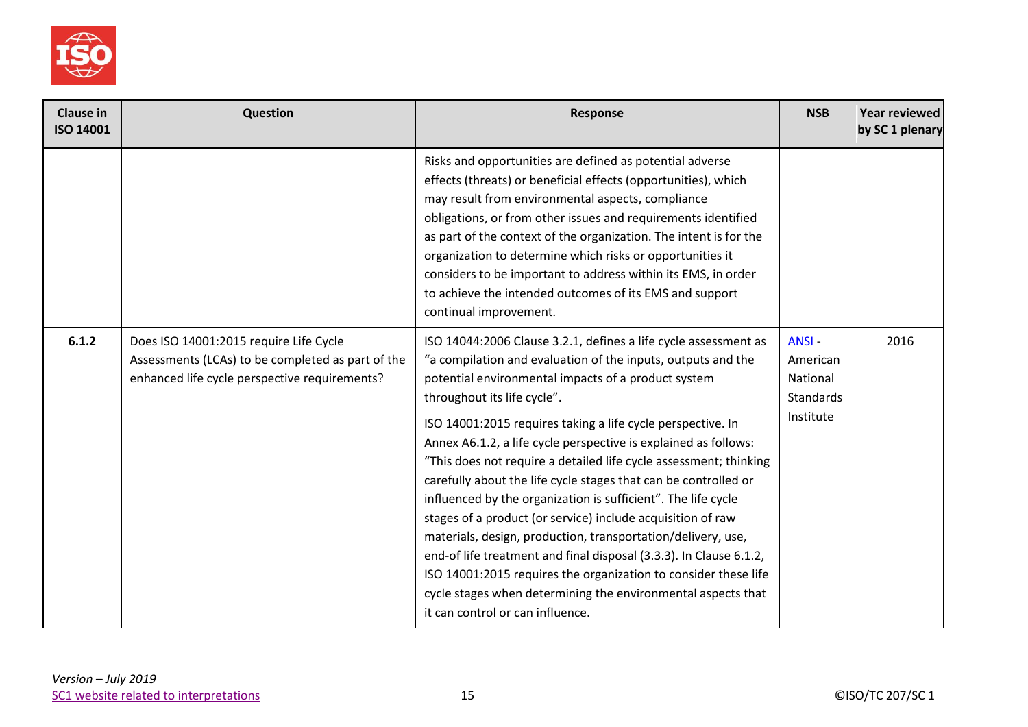| Clause in ISO 14001 | Question | Response | NSB | Year reviewed by SC 1 plenary |
|---|---|---|---|---|
| | | Risks and opportunities are defined as potential adverse effects (threats) or beneficial effects (opportunities), which may result from environmental aspects, compliance obligations, or from other issues and requirements identified as part of the context of the organization. The intent is for the organization to determine which risks or opportunities it considers to be important to address within its EMS, in order to achieve the intended outcomes of its EMS and support continual improvement. | | |
| **6.1.2** | Does ISO 14001:2015 require Life Cycle Assessments (LCAs) to be completed as part of the enhanced life cycle perspective requirements? | ISO 14044:2006 Clause 3.2.1, defines a life cycle assessment as "a compilation and evaluation of the inputs, outputs and the potential environmental impacts of a product system throughout its life cycle".<br><br>ISO 14001:2015 requires taking a life cycle perspective. In Annex A6.1.2, a life cycle perspective is explained as follows: "This does not require a detailed life cycle assessment; thinking carefully about the life cycle stages that can be controlled or influenced by the organization is sufficient". The life cycle stages of a product (or service) include acquisition of raw materials, design, production, transportation/delivery, use, end-of life treatment and final disposal (3.3.3). In Clause 6.1.2, ISO 14001:2015 requires the organization to consider these life cycle stages when determining the environmental aspects that it can control or can influence. | ANSI - American National Standards Institute | 2016 |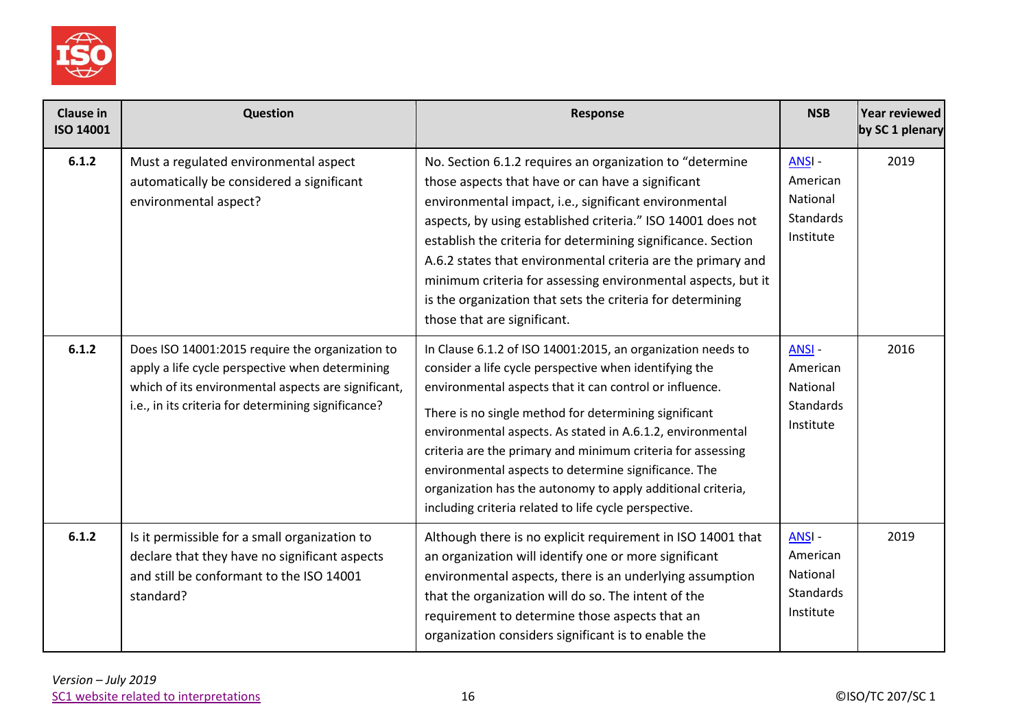| Clause in ISO 14001 | Question | Response | NSB | Year reviewed by SC 1 plenary |
|---|---|---|---|---|
| **6.1.2** | Must a regulated environmental aspect automatically be considered a significant environmental aspect? | No. Section 6.1.2 requires an organization to "determine those aspects that have or can have a significant environmental impact, i.e., significant environmental aspects, by using established criteria." ISO 14001 does not establish the criteria for determining significance. Section A.6.2 states that environmental criteria are the primary and minimum criteria for assessing environmental aspects, but it is the organization that sets the criteria for determining those that are significant. | ANSI - American National Standards Institute | 2019 |
| **6.1.2** | Does ISO 14001:2015 require the organization to apply a life cycle perspective when determining which of its environmental aspects are significant, i.e., in its criteria for determining significance? | In Clause 6.1.2 of ISO 14001:2015, an organization needs to consider a life cycle perspective when identifying the environmental aspects that it can control or influence.<br><br>There is no single method for determining significant environmental aspects. As stated in A.6.1.2, environmental criteria are the primary and minimum criteria for assessing environmental aspects to determine significance. The organization has the autonomy to apply additional criteria, including criteria related to life cycle perspective. | ANSI - American National Standards Institute | 2016 |
| **6.1.2** | Is it permissible for a small organization to declare that they have no significant aspects and still be conformant to the ISO 14001 standard? | Although there is no explicit requirement in ISO 14001 that an organization will identify one or more significant environmental aspects, there is an underlying assumption that the organization will do so. The intent of the requirement to determine those aspects that an organization considers significant is to enable the | ANSI - American National Standards Institute | 2019 |

*Version – July 2019*
SC1 website related to interpretations

©ISO/TC 207/SC 1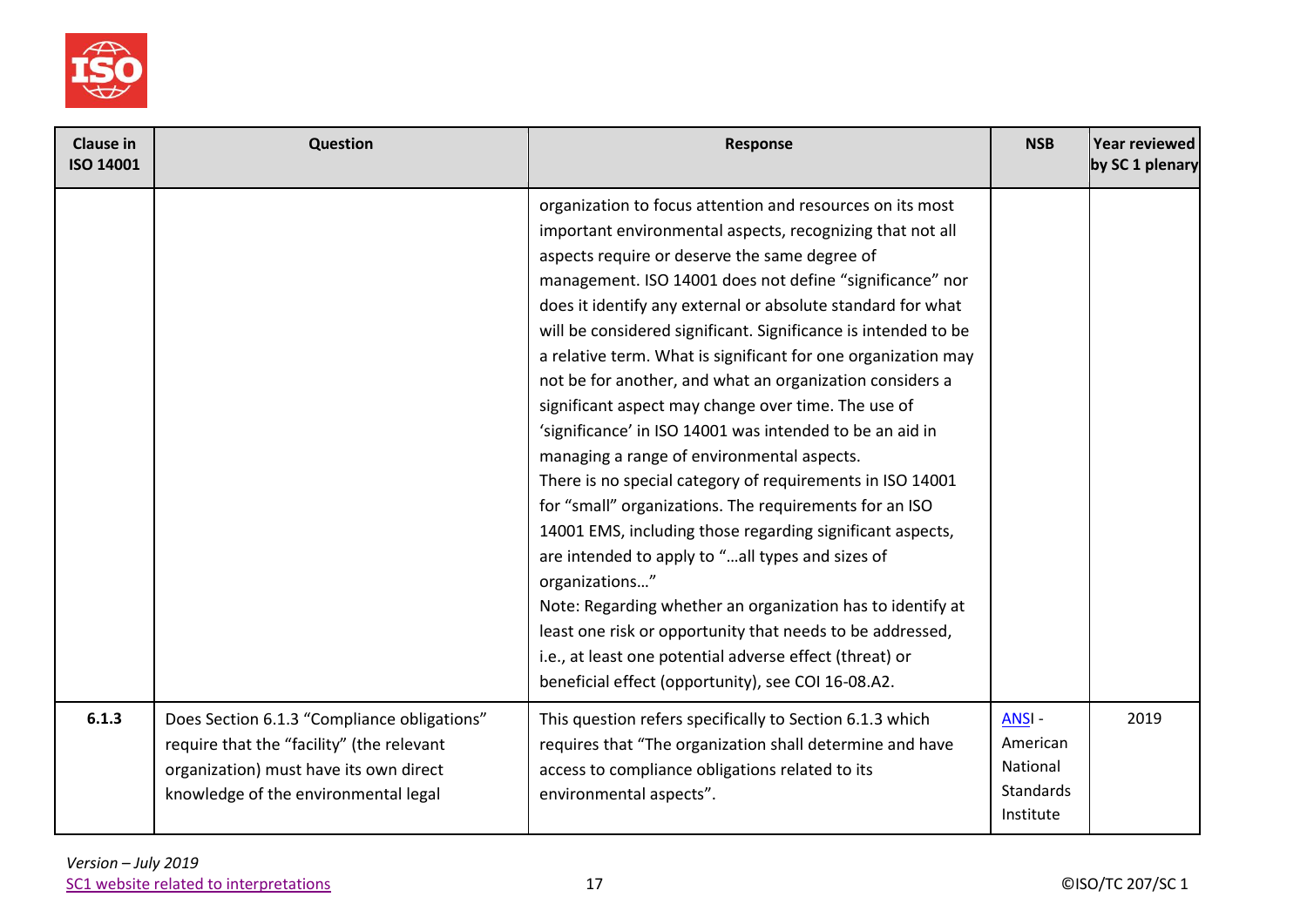| Clause in ISO 14001 | Question | Response | NSB | Year reviewed by SC 1 plenary |
|---|---|---|---|---|
| | | organization to focus attention and resources on its most important environmental aspects, recognizing that not all aspects require or deserve the same degree of management. ISO 14001 does not define "significance" nor does it identify any external or absolute standard for what will be considered significant. Significance is intended to be a relative term. What is significant for one organization may not be for another, and what an organization considers a significant aspect may change over time. The use of 'significance' in ISO 14001 was intended to be an aid in managing a range of environmental aspects.<br>There is no special category of requirements in ISO 14001 for "small" organizations. The requirements for an ISO 14001 EMS, including those regarding significant aspects, are intended to apply to "…all types and sizes of organizations…"<br>Note: Regarding whether an organization has to identify at least one risk or opportunity that needs to be addressed, i.e., at least one potential adverse effect (threat) or beneficial effect (opportunity), see COI 16-08.A2. | | |
| **6.1.3** | Does Section 6.1.3 "Compliance obligations" require that the "facility" (the relevant organization) must have its own direct knowledge of the environmental legal | This question refers specifically to Section 6.1.3 which requires that "The organization shall determine and have access to compliance obligations related to its environmental aspects". | ANSI - American National Standards Institute | 2019 |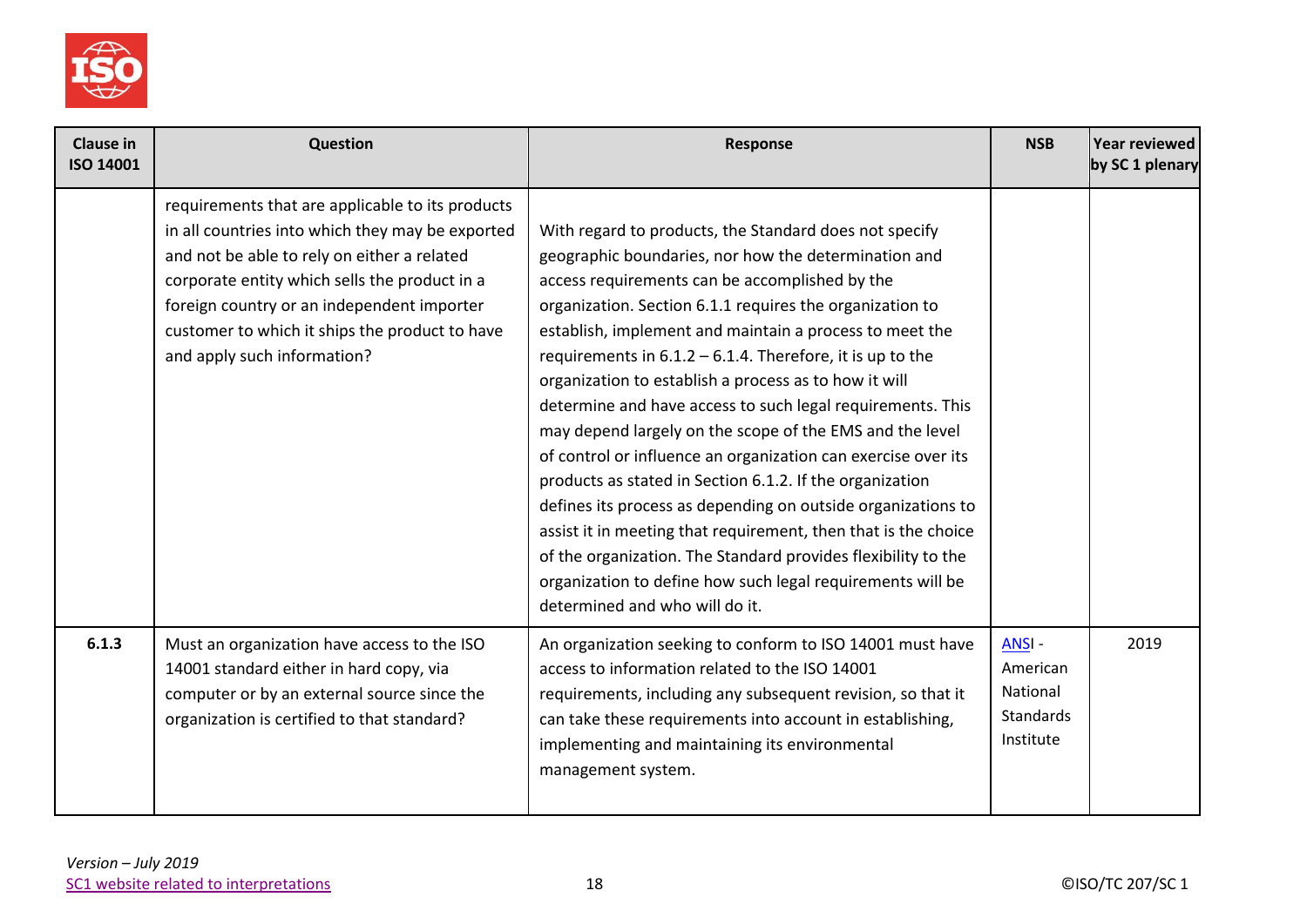| Clause in ISO 14001 | Question | Response | NSB | Year reviewed by SC 1 plenary |
|---|---|---|---|---|
| | requirements that are applicable to its products in all countries into which they may be exported and not be able to rely on either a related corporate entity which sells the product in a foreign country or an independent importer customer to which it ships the product to have and apply such information? | With regard to products, the Standard does not specify geographic boundaries, nor how the determination and access requirements can be accomplished by the organization. Section 6.1.1 requires the organization to establish, implement and maintain a process to meet the requirements in 6.1.2 – 6.1.4. Therefore, it is up to the organization to establish a process as to how it will determine and have access to such legal requirements. This may depend largely on the scope of the EMS and the level of control or influence an organization can exercise over its products as stated in Section 6.1.2. If the organization defines its process as depending on outside organizations to assist it in meeting that requirement, then that is the choice of the organization. The Standard provides flexibility to the organization to define how such legal requirements will be determined and who will do it. | | |
| **6.1.3** | Must an organization have access to the ISO 14001 standard either in hard copy, via computer or by an external source since the organization is certified to that standard? | An organization seeking to conform to ISO 14001 must have access to information related to the ISO 14001 requirements, including any subsequent revision, so that it can take these requirements into account in establishing, implementing and maintaining its environmental management system. | ANSI - American National Standards Institute | 2019 |

*Version – July 2019*
SC1 website related to interpretations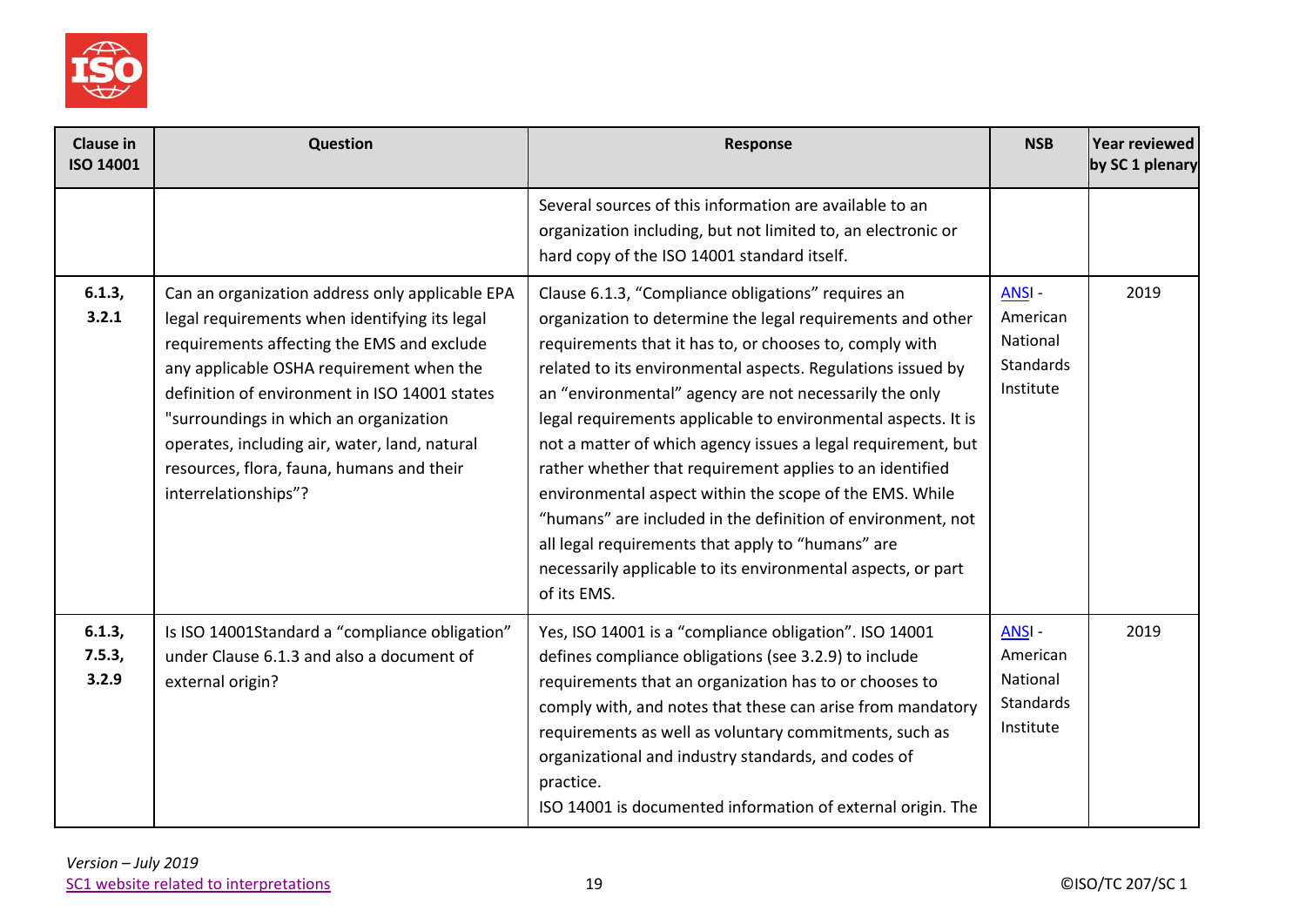| Clause in ISO 14001 | Question | Response | NSB | Year reviewed by SC 1 plenary |
|---|---|---|---|---|
| | | Several sources of this information are available to an organization including, but not limited to, an electronic or hard copy of the ISO 14001 standard itself. | | |
| **6.1.3, 3.2.1** | Can an organization address only applicable EPA legal requirements when identifying its legal requirements affecting the EMS and exclude any applicable OSHA requirement when the definition of environment in ISO 14001 states "surroundings in which an organization operates, including air, water, land, natural resources, flora, fauna, humans and their interrelationships"? | Clause 6.1.3, "Compliance obligations" requires an organization to determine the legal requirements and other requirements that it has to, or chooses to, comply with related to its environmental aspects. Regulations issued by an "environmental" agency are not necessarily the only legal requirements applicable to environmental aspects. It is not a matter of which agency issues a legal requirement, but rather whether that requirement applies to an identified environmental aspect within the scope of the EMS. While "humans" are included in the definition of environment, not all legal requirements that apply to "humans" are necessarily applicable to its environmental aspects, or part of its EMS. | ANSI - American National Standards Institute | 2019 |
| **6.1.3, 7.5.3, 3.2.9** | Is ISO 14001Standard a "compliance obligation" under Clause 6.1.3 and also a document of external origin? | Yes, ISO 14001 is a "compliance obligation". ISO 14001 defines compliance obligations (see 3.2.9) to include requirements that an organization has to or chooses to comply with, and notes that these can arise from mandatory requirements as well as voluntary commitments, such as organizational and industry standards, and codes of practice.<br>ISO 14001 is documented information of external origin. The | ANSI - American National Standards Institute | 2019 |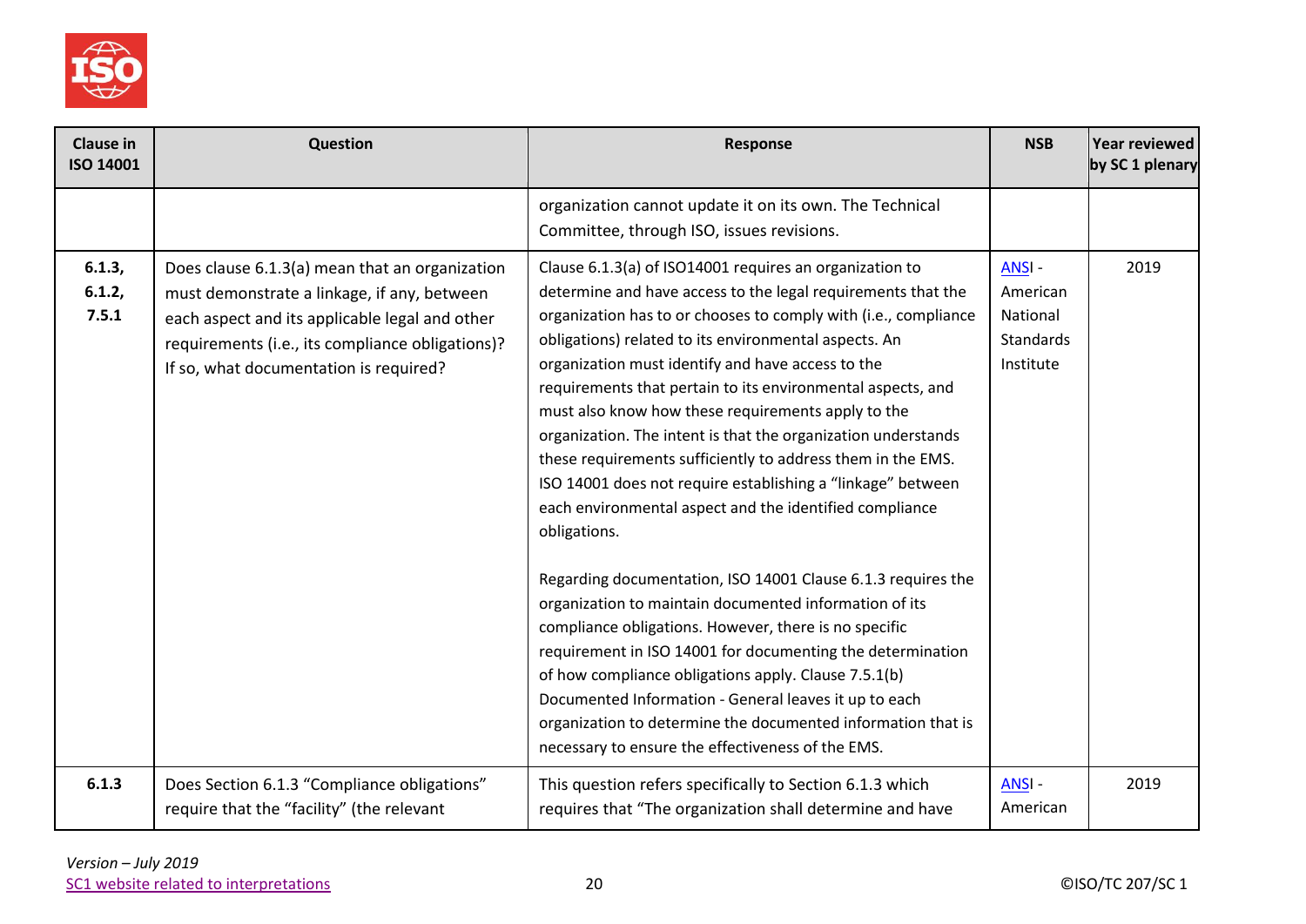| Clause in ISO 14001 | Question | Response | NSB | Year reviewed by SC 1 plenary |
|---|---|---|---|---|
| | | organization cannot update it on its own. The Technical Committee, through ISO, issues revisions. | | |
| **6.1.3, 6.1.2, 7.5.1** | Does clause 6.1.3(a) mean that an organization must demonstrate a linkage, if any, between each aspect and its applicable legal and other requirements (i.e., its compliance obligations)? If so, what documentation is required? | Clause 6.1.3(a) of ISO14001 requires an organization to determine and have access to the legal requirements that the organization has to or chooses to comply with (i.e., compliance obligations) related to its environmental aspects. An organization must identify and have access to the requirements that pertain to its environmental aspects, and must also know how these requirements apply to the organization. The intent is that the organization understands these requirements sufficiently to address them in the EMS. ISO 14001 does not require establishing a "linkage" between each environmental aspect and the identified compliance obligations.<br><br>Regarding documentation, ISO 14001 Clause 6.1.3 requires the organization to maintain documented information of its compliance obligations. However, there is no specific requirement in ISO 14001 for documenting the determination of how compliance obligations apply. Clause 7.5.1(b) Documented Information - General leaves it up to each organization to determine the documented information that is necessary to ensure the effectiveness of the EMS. | ANSI - American National Standards Institute | 2019 |
| **6.1.3** | Does Section 6.1.3 "Compliance obligations" require that the "facility" (the relevant | This question refers specifically to Section 6.1.3 which requires that "The organization shall determine and have | ANSI - American | 2019 |

*Version – July 2019*
SC1 website related to interpretations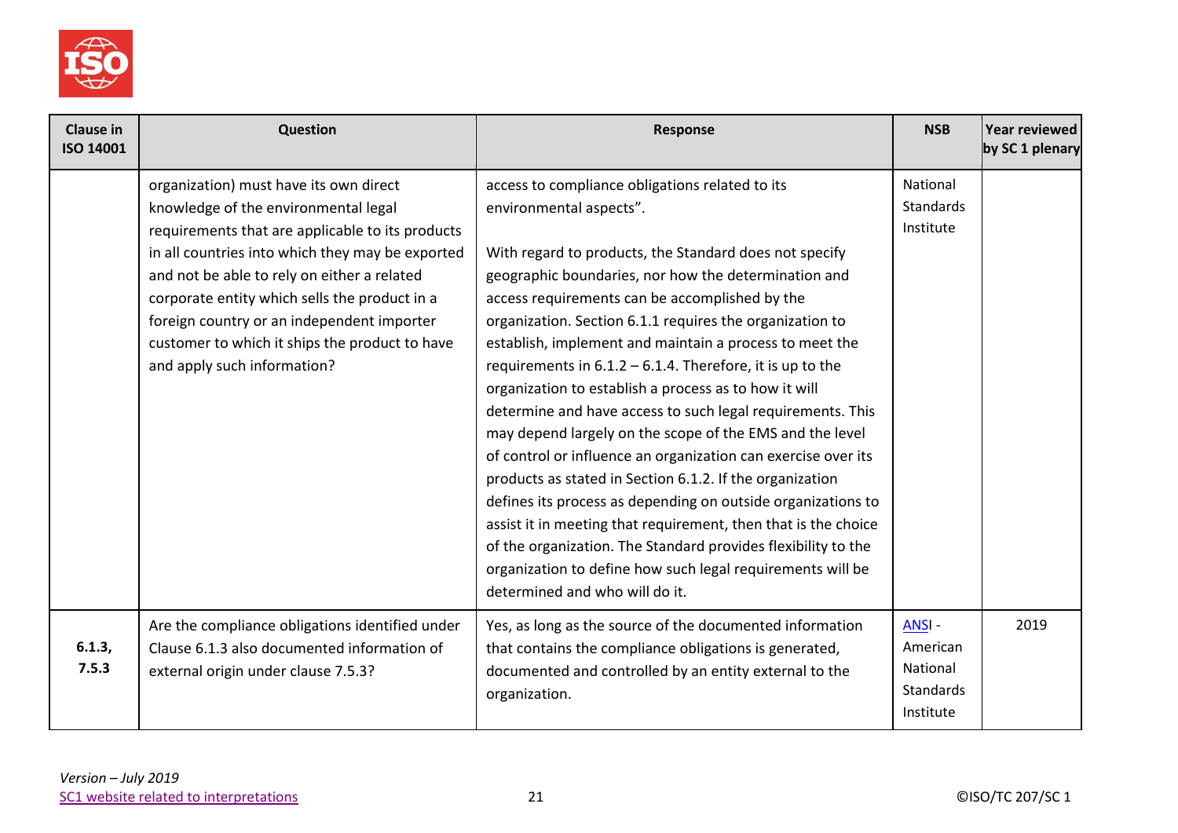| Clause in ISO 14001 | Question | Response | NSB | Year reviewed by SC 1 plenary |
|---|---|---|---|---|
| | organization) must have its own direct knowledge of the environmental legal requirements that are applicable to its products in all countries into which they may be exported and not be able to rely on either a related corporate entity which sells the product in a foreign country or an independent importer customer to which it ships the product to have and apply such information? | access to compliance obligations related to its environmental aspects".<br><br>With regard to products, the Standard does not specify geographic boundaries, nor how the determination and access requirements can be accomplished by the organization. Section 6.1.1 requires the organization to establish, implement and maintain a process to meet the requirements in 6.1.2 – 6.1.4. Therefore, it is up to the organization to establish a process as to how it will determine and have access to such legal requirements. This may depend largely on the scope of the EMS and the level of control or influence an organization can exercise over its products as stated in Section 6.1.2. If the organization defines its process as depending on outside organizations to assist it in meeting that requirement, then that is the choice of the organization. The Standard provides flexibility to the organization to define how such legal requirements will be determined and who will do it. | National Standards Institute | |
| **6.1.3, 7.5.3** | Are the compliance obligations identified under Clause 6.1.3 also documented information of external origin under clause 7.5.3? | Yes, as long as the source of the documented information that contains the compliance obligations is generated, documented and controlled by an entity external to the organization. | ANSI - American National Standards Institute | 2019 |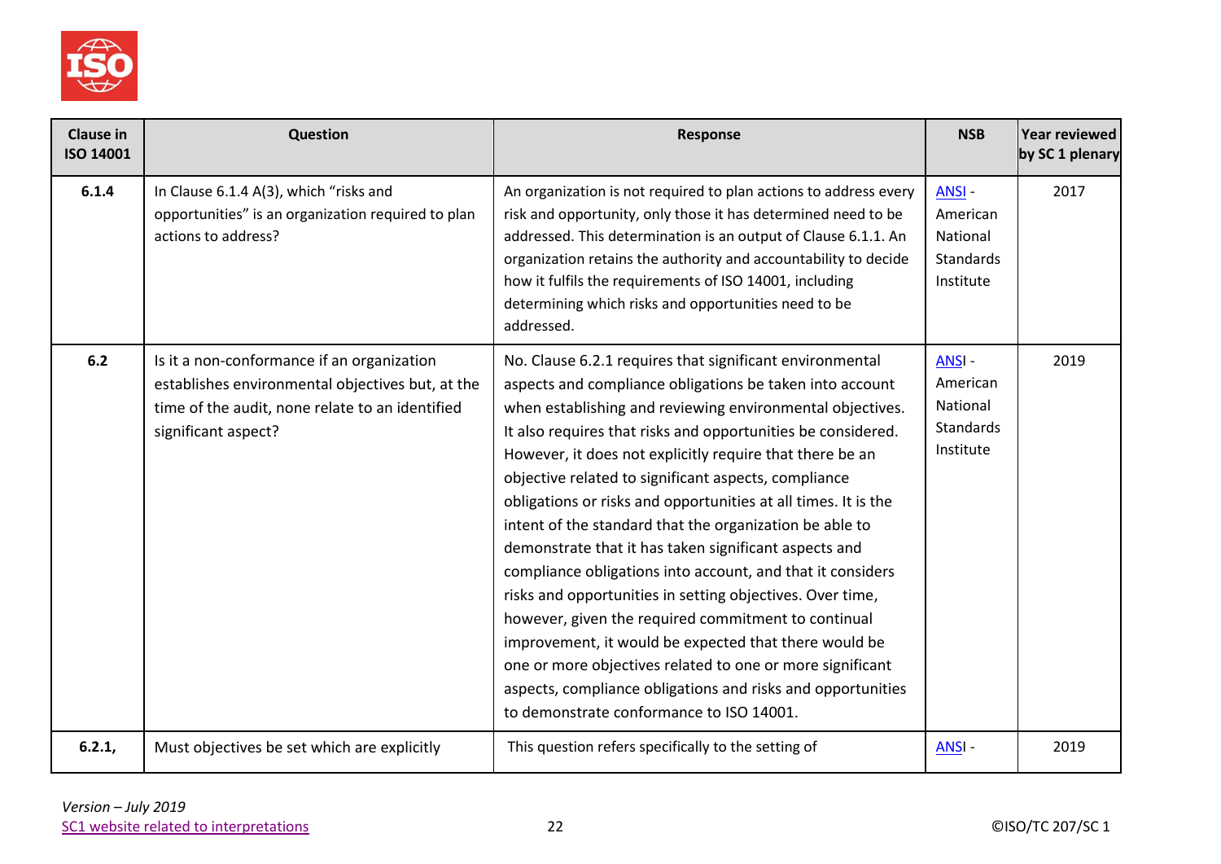| Clause in ISO 14001 | Question | Response | NSB | Year reviewed by SC 1 plenary |
|---|---|---|---|---|
| 6.1.4 | In Clause 6.1.4 A(3), which "risks and opportunities" is an organization required to plan actions to address? | An organization is not required to plan actions to address every risk and opportunity, only those it has determined need to be addressed. This determination is an output of Clause 6.1.1. An organization retains the authority and accountability to decide how it fulfils the requirements of ISO 14001, including determining which risks and opportunities need to be addressed. | ANSI - American National Standards Institute | 2017 |
| 6.2 | Is it a non-conformance if an organization establishes environmental objectives but, at the time of the audit, none relate to an identified significant aspect? | No. Clause 6.2.1 requires that significant environmental aspects and compliance obligations be taken into account when establishing and reviewing environmental objectives. It also requires that risks and opportunities be considered. However, it does not explicitly require that there be an objective related to significant aspects, compliance obligations or risks and opportunities at all times. It is the intent of the standard that the organization be able to demonstrate that it has taken significant aspects and compliance obligations into account, and that it considers risks and opportunities in setting objectives. Over time, however, given the required commitment to continual improvement, it would be expected that there would be one or more objectives related to one or more significant aspects, compliance obligations and risks and opportunities to demonstrate conformance to ISO 14001. | ANSI - American National Standards Institute | 2019 |
| 6.2.1, | Must objectives be set which are explicitly | This question refers specifically to the setting of | ANSI - | 2019 |

*Version – July 2019*
SC1 website related to interpretations

©ISO/TC 207/SC 1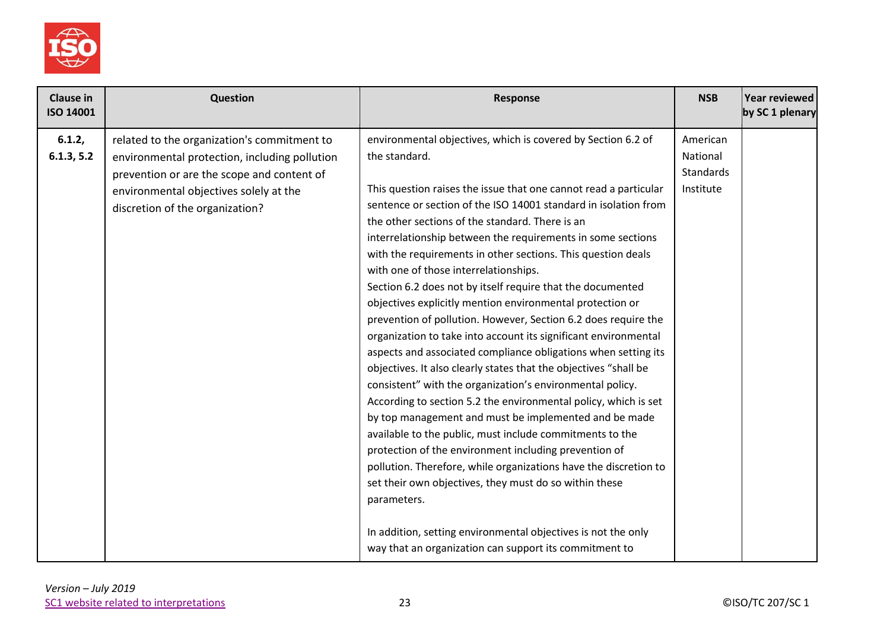| Clause in ISO 14001 | Question | Response | NSB | Year reviewed by SC 1 plenary |
|---|---|---|---|---|
| 6.1.2, 6.1.3, 5.2 | related to the organization's commitment to environmental protection, including pollution prevention or are the scope and content of environmental objectives solely at the discretion of the organization? | environmental objectives, which is covered by Section 6.2 of the standard.<br><br>This question raises the issue that one cannot read a particular sentence or section of the ISO 14001 standard in isolation from the other sections of the standard. There is an interrelationship between the requirements in some sections with the requirements in other sections. This question deals with one of those interrelationships.<br>Section 6.2 does not by itself require that the documented objectives explicitly mention environmental protection or prevention of pollution. However, Section 6.2 does require the organization to take into account its significant environmental aspects and associated compliance obligations when setting its objectives. It also clearly states that the objectives "shall be consistent" with the organization's environmental policy. According to section 5.2 the environmental policy, which is set by top management and must be implemented and be made available to the public, must include commitments to the protection of the environment including prevention of pollution. Therefore, while organizations have the discretion to set their own objectives, they must do so within these parameters.<br><br>In addition, setting environmental objectives is not the only way that an organization can support its commitment to | American National Standards Institute | |

*Version – July 2019*
[SC1 website related to interpretations]

©ISO/TC 207/SC 1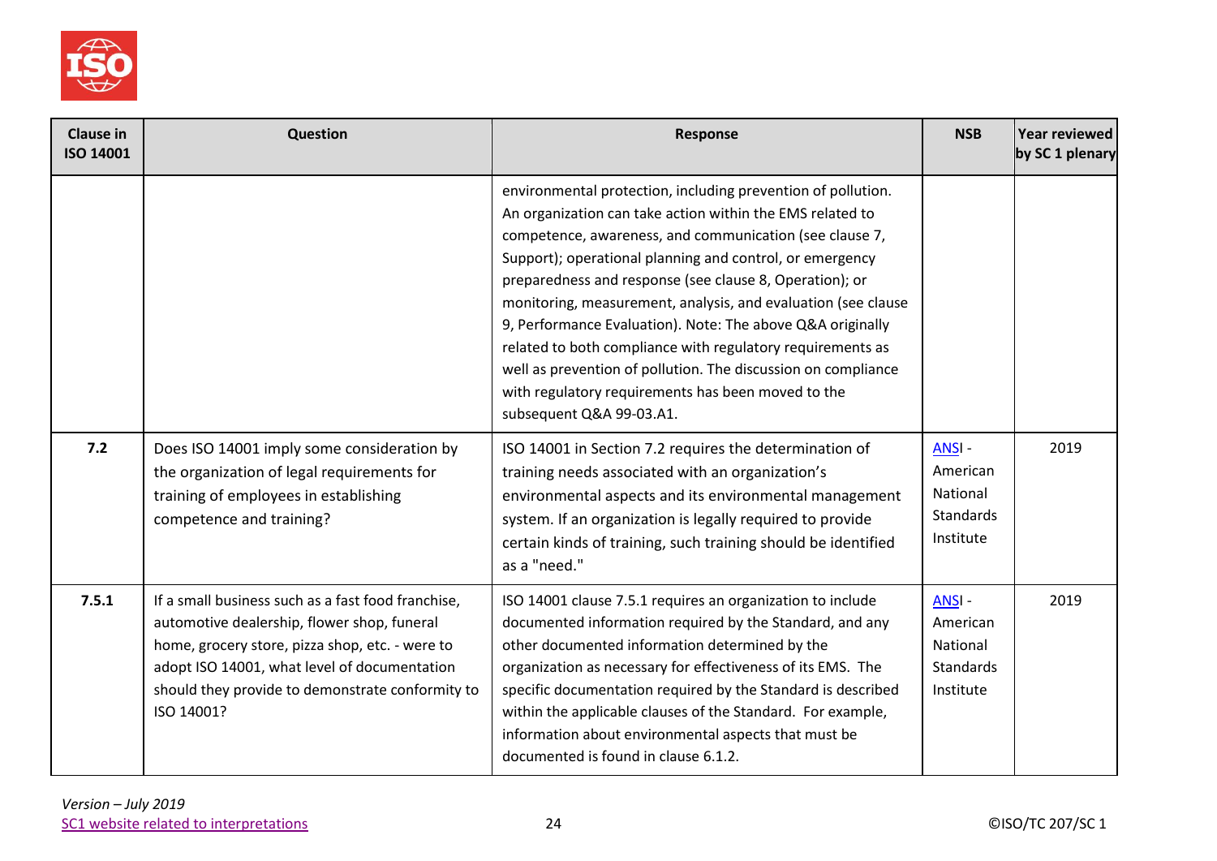| Clause in ISO 14001 | Question | Response | NSB | Year reviewed by SC 1 plenary |
|---|---|---|---|---|
| | | environmental protection, including prevention of pollution. An organization can take action within the EMS related to competence, awareness, and communication (see clause 7, Support); operational planning and control, or emergency preparedness and response (see clause 8, Operation); or monitoring, measurement, analysis, and evaluation (see clause 9, Performance Evaluation). Note: The above Q&A originally related to both compliance with regulatory requirements as well as prevention of pollution. The discussion on compliance with regulatory requirements has been moved to the subsequent Q&A 99-03.A1. | | |
| **7.2** | Does ISO 14001 imply some consideration by the organization of legal requirements for training of employees in establishing competence and training? | ISO 14001 in Section 7.2 requires the determination of training needs associated with an organization's environmental aspects and its environmental management system. If an organization is legally required to provide certain kinds of training, such training should be identified as a "need." | ANSI - American National Standards Institute | 2019 |
| **7.5.1** | If a small business such as a fast food franchise, automotive dealership, flower shop, funeral home, grocery store, pizza shop, etc. - were to adopt ISO 14001, what level of documentation should they provide to demonstrate conformity to ISO 14001? | ISO 14001 clause 7.5.1 requires an organization to include documented information required by the Standard, and any other documented information determined by the organization as necessary for effectiveness of its EMS. The specific documentation required by the Standard is described within the applicable clauses of the Standard. For example, information about environmental aspects that must be documented is found in clause 6.1.2. | ANSI - American National Standards Institute | 2019 |

*Version – July 2019*
SC1 website related to interpretations

©ISO/TC 207/SC 1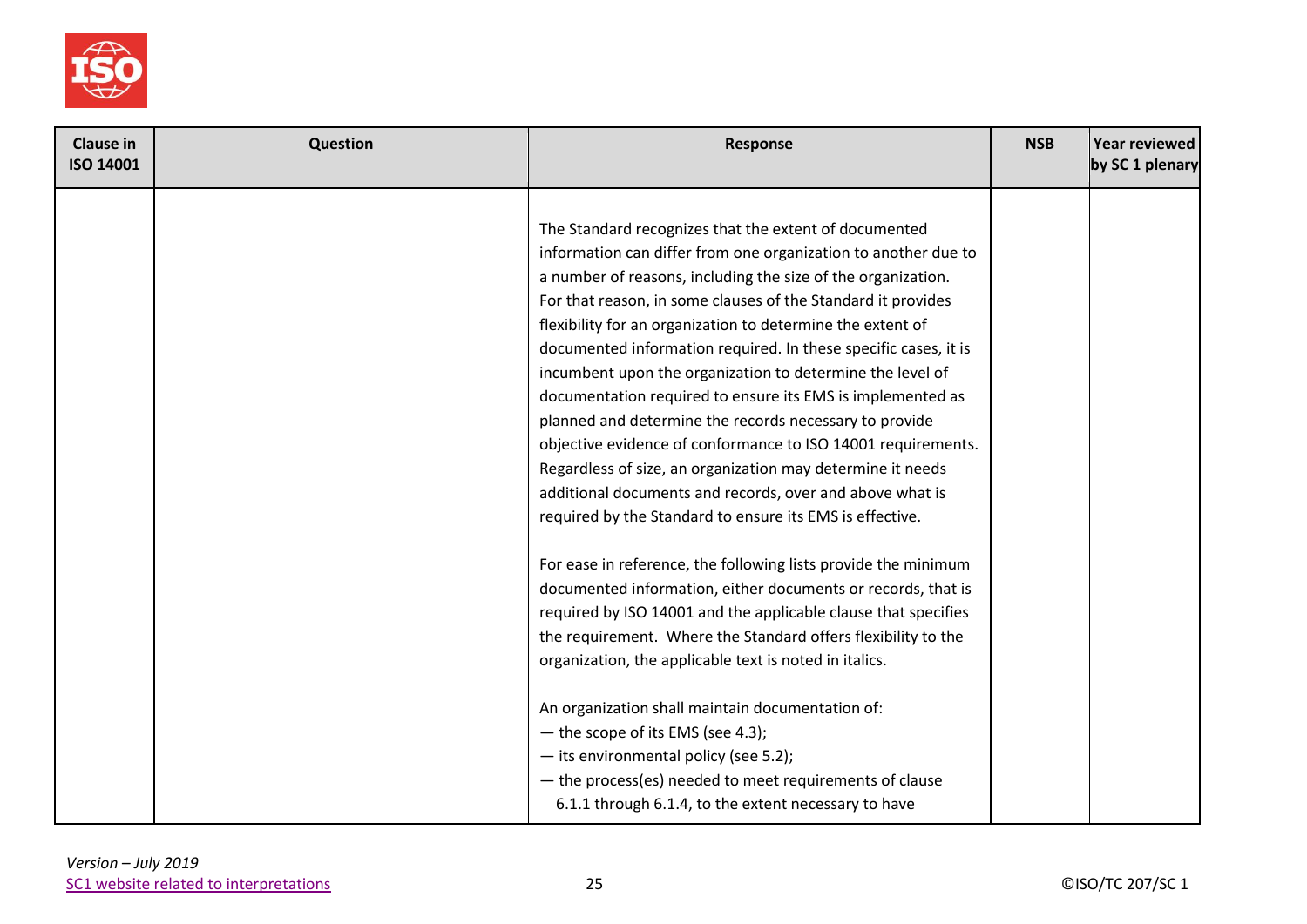| Clause in ISO 14001 | Question | Response | NSB | Year reviewed by SC 1 plenary |
|---|---|---|---|---|
| | | The Standard recognizes that the extent of documented information can differ from one organization to another due to a number of reasons, including the size of the organization. For that reason, in some clauses of the Standard it provides flexibility for an organization to determine the extent of documented information required. In these specific cases, it is incumbent upon the organization to determine the level of documentation required to ensure its EMS is implemented as planned and determine the records necessary to provide objective evidence of conformance to ISO 14001 requirements. Regardless of size, an organization may determine it needs additional documents and records, over and above what is required by the Standard to ensure its EMS is effective.<br><br>For ease in reference, the following lists provide the minimum documented information, either documents or records, that is required by ISO 14001 and the applicable clause that specifies the requirement. Where the Standard offers flexibility to the organization, the applicable text is noted in italics.<br><br>An organization shall maintain documentation of:<br>— the scope of its EMS (see 4.3);<br>— its environmental policy (see 5.2);<br>— the process(es) needed to meet requirements of clause 6.1.1 through 6.1.4, to the extent necessary to have | | |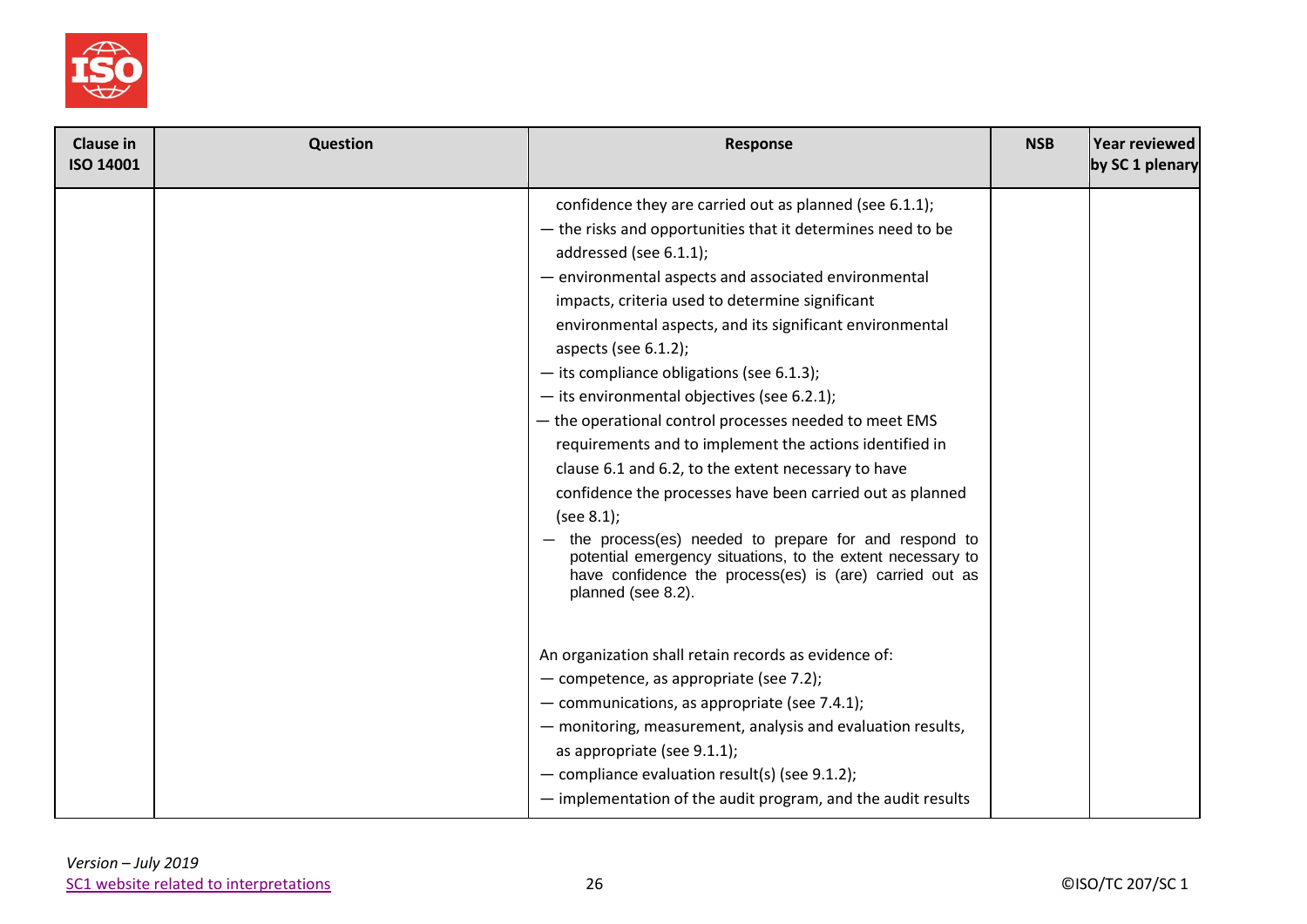| Clause in ISO 14001 | Question | Response | NSB | Year reviewed by SC 1 plenary |
|---|---|---|---|---|
| | | confidence they are carried out as planned (see 6.1.1);<br>— the risks and opportunities that it determines need to be addressed (see 6.1.1);<br>— environmental aspects and associated environmental impacts, criteria used to determine significant environmental aspects, and its significant environmental aspects (see 6.1.2);<br>— its compliance obligations (see 6.1.3);<br>— its environmental objectives (see 6.2.1);<br>— the operational control processes needed to meet EMS requirements and to implement the actions identified in clause 6.1 and 6.2, to the extent necessary to have confidence the processes have been carried out as planned (see 8.1);<br>— the process(es) needed to prepare for and respond to potential emergency situations, to the extent necessary to have confidence the process(es) is (are) carried out as planned (see 8.2).<br><br>An organization shall retain records as evidence of:<br>— competence, as appropriate (see 7.2);<br>— communications, as appropriate (see 7.4.1);<br>— monitoring, measurement, analysis and evaluation results, as appropriate (see 9.1.1);<br>— compliance evaluation result(s) (see 9.1.2);<br>— implementation of the audit program, and the audit results | | |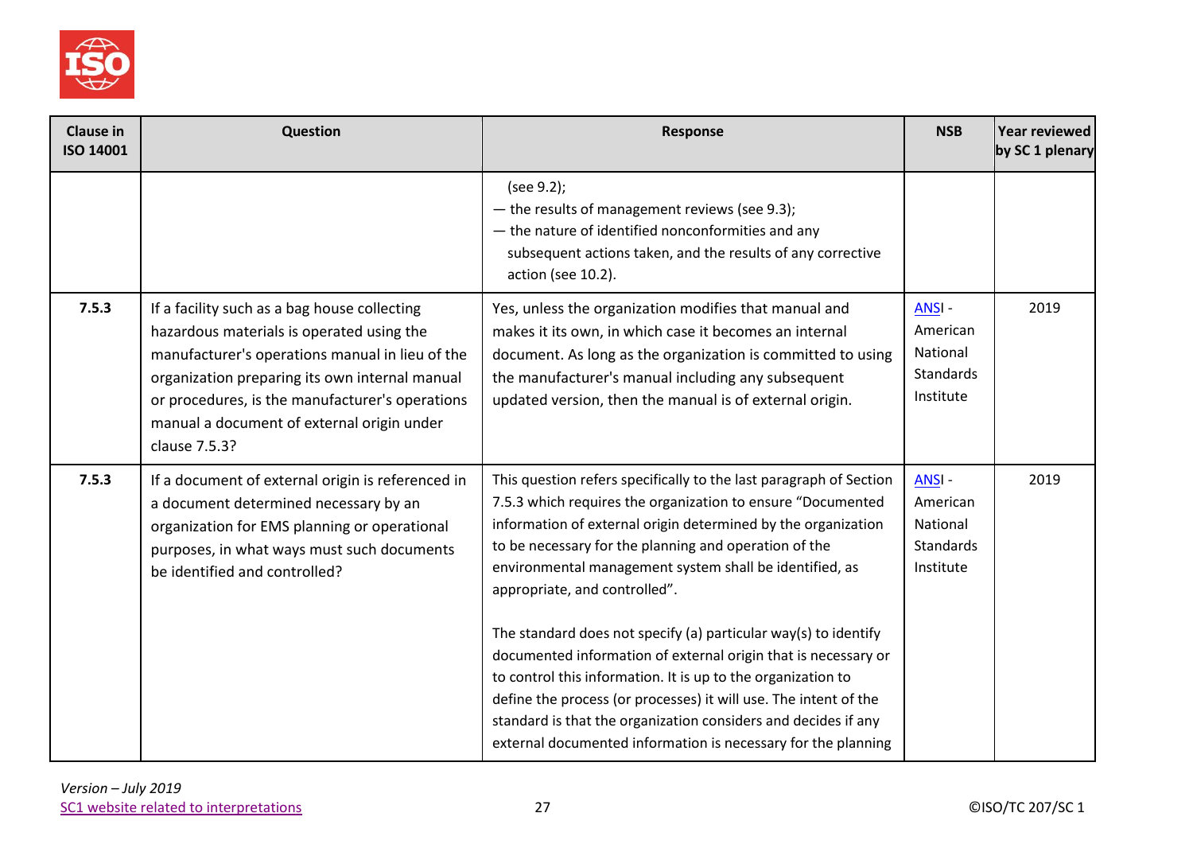| Clause in ISO 14001 | Question | Response | NSB | Year reviewed by SC 1 plenary |
|---|---|---|---|---|
| | | (see 9.2);<br>— the results of management reviews (see 9.3);<br>— the nature of identified nonconformities and any subsequent actions taken, and the results of any corrective action (see 10.2). | | |
| 7.5.3 | If a facility such as a bag house collecting hazardous materials is operated using the manufacturer's operations manual in lieu of the organization preparing its own internal manual or procedures, is the manufacturer's operations manual a document of external origin under clause 7.5.3? | Yes, unless the organization modifies that manual and makes it its own, in which case it becomes an internal document. As long as the organization is committed to using the manufacturer's manual including any subsequent updated version, then the manual is of external origin. | ANSI - American National Standards Institute | 2019 |
| 7.5.3 | If a document of external origin is referenced in a document determined necessary by an organization for EMS planning or operational purposes, in what ways must such documents be identified and controlled? | This question refers specifically to the last paragraph of Section 7.5.3 which requires the organization to ensure "Documented information of external origin determined by the organization to be necessary for the planning and operation of the environmental management system shall be identified, as appropriate, and controlled".<br><br>The standard does not specify (a) particular way(s) to identify documented information of external origin that is necessary or to control this information. It is up to the organization to define the process (or processes) it will use. The intent of the standard is that the organization considers and decides if any external documented information is necessary for the planning | ANSI - American National Standards Institute | 2019 |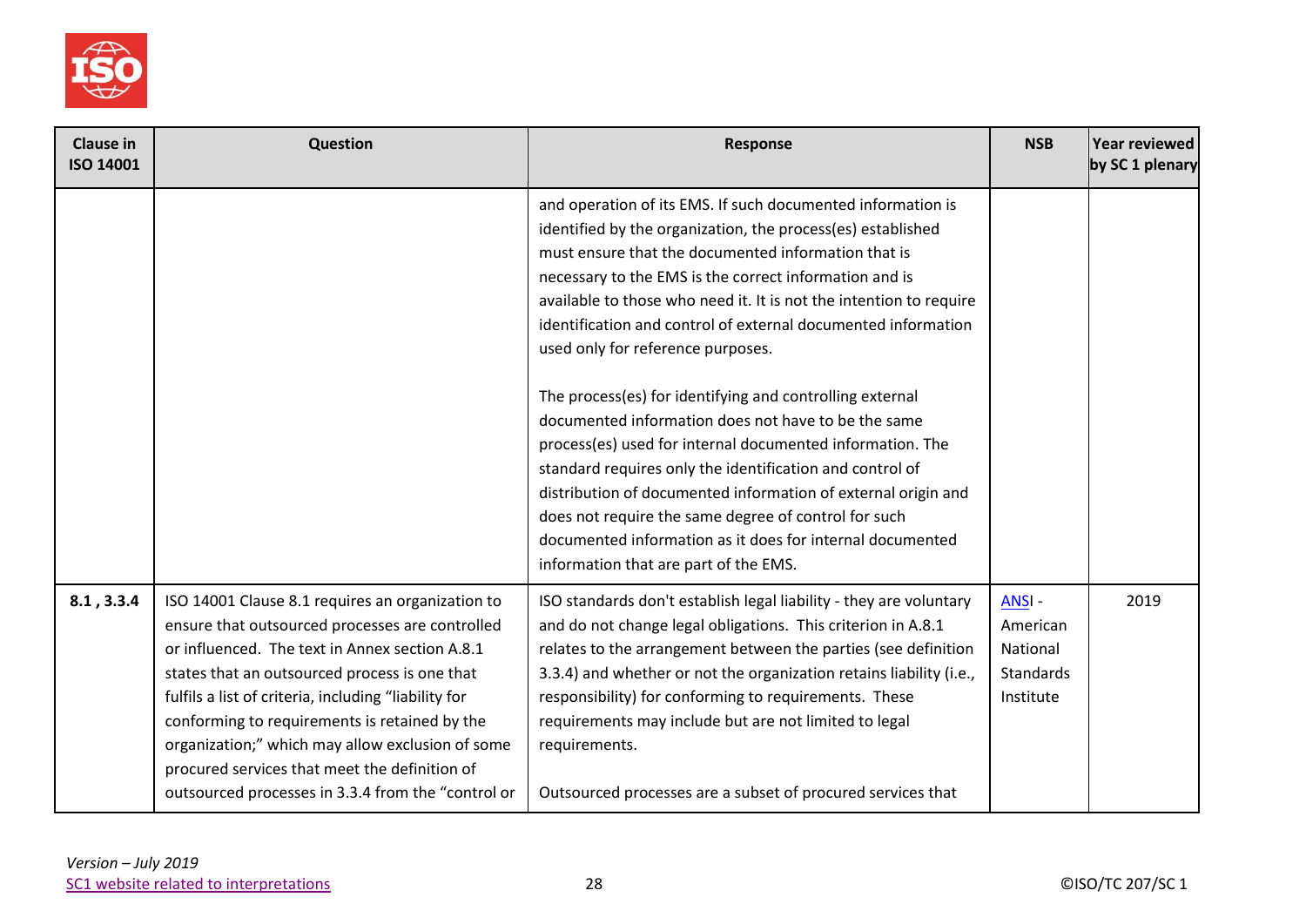| Clause in ISO 14001 | Question | Response | NSB | Year reviewed by SC 1 plenary |
|---|---|---|---|---|
| | | and operation of its EMS. If such documented information is identified by the organization, the process(es) established must ensure that the documented information that is necessary to the EMS is the correct information and is available to those who need it. It is not the intention to require identification and control of external documented information used only for reference purposes.<br><br>The process(es) for identifying and controlling external documented information does not have to be the same process(es) used for internal documented information. The standard requires only the identification and control of distribution of documented information of external origin and does not require the same degree of control for such documented information as it does for internal documented information that are part of the EMS. | | |
| **8.1 , 3.3.4** | ISO 14001 Clause 8.1 requires an organization to ensure that outsourced processes are controlled or influenced. The text in Annex section A.8.1 states that an outsourced process is one that fulfils a list of criteria, including "liability for conforming to requirements is retained by the organization;" which may allow exclusion of some procured services that meet the definition of outsourced processes in 3.3.4 from the "control or | ISO standards don't establish legal liability - they are voluntary and do not change legal obligations. This criterion in A.8.1 relates to the arrangement between the parties (see definition 3.3.4) and whether or not the organization retains liability (i.e., responsibility) for conforming to requirements. These requirements may include but are not limited to legal requirements.<br><br>Outsourced processes are a subset of procured services that | ANSI - American National Standards Institute | 2019 |

*Version – July 2019*
SC1 website related to interpretations

©ISO/TC 207/SC 1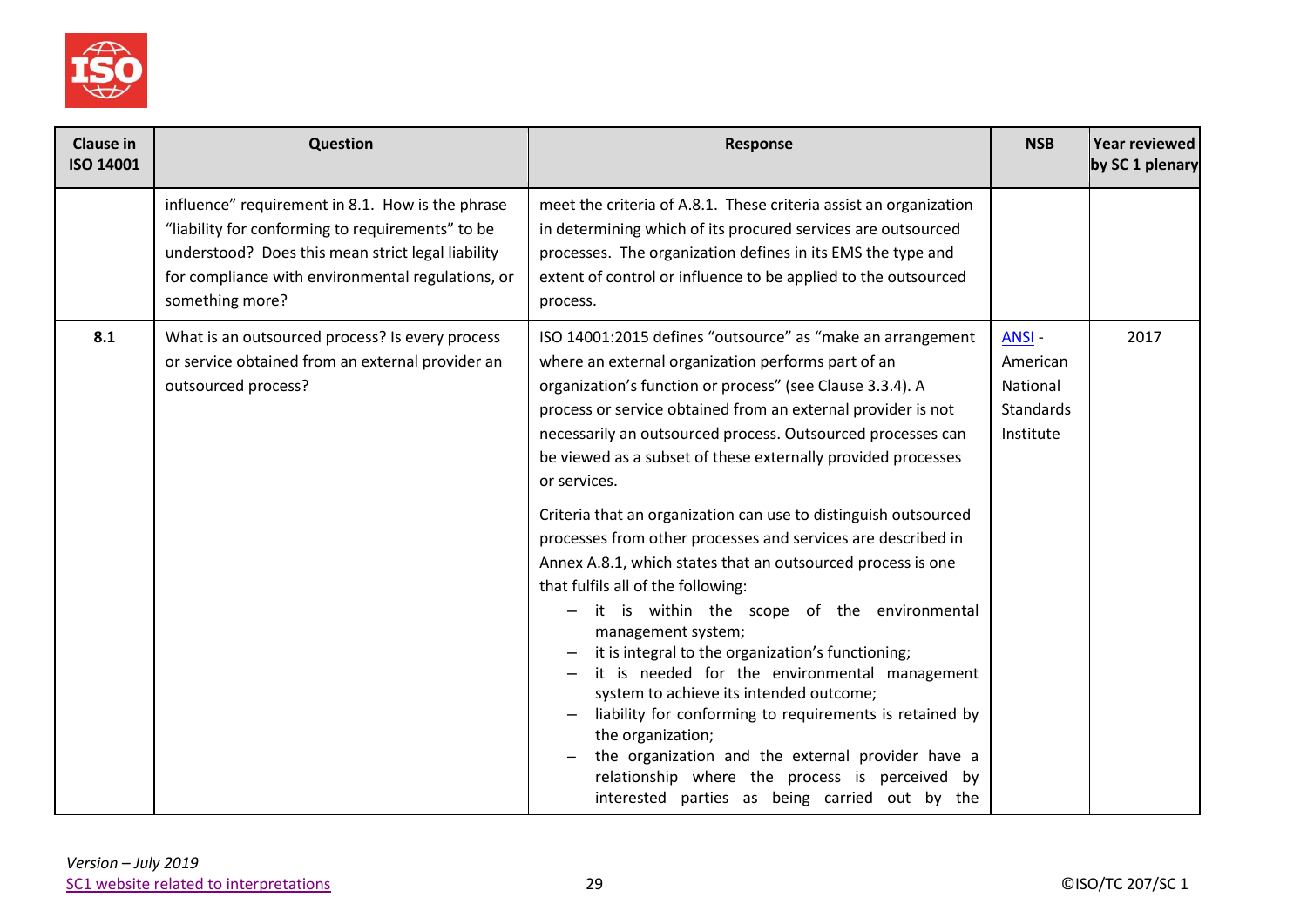| Clause in ISO 14001 | Question | Response | NSB | Year reviewed by SC 1 plenary |
|---|---|---|---|---|
| | influence" requirement in 8.1. How is the phrase "liability for conforming to requirements" to be understood? Does this mean strict legal liability for compliance with environmental regulations, or something more? | meet the criteria of A.8.1. These criteria assist an organization in determining which of its procured services are outsourced processes. The organization defines in its EMS the type and extent of control or influence to be applied to the outsourced process. | | |
| **8.1** | What is an outsourced process? Is every process or service obtained from an external provider an outsourced process? | ISO 14001:2015 defines "outsource" as "make an arrangement where an external organization performs part of an organization's function or process" (see Clause 3.3.4). A process or service obtained from an external provider is not necessarily an outsourced process. Outsourced processes can be viewed as a subset of these externally provided processes or services.<br><br>Criteria that an organization can use to distinguish outsourced processes from other processes and services are described in Annex A.8.1, which states that an outsourced process is one that fulfils all of the following:<br>– it is within the scope of the environmental management system;<br>– it is integral to the organization's functioning;<br>– it is needed for the environmental management system to achieve its intended outcome;<br>– liability for conforming to requirements is retained by the organization;<br>– the organization and the external provider have a relationship where the process is perceived by interested parties as being carried out by the | ANSI - American National Standards Institute | 2017 |

*Version – July 2019*
SC1 website related to interpretations

©ISO/TC 207/SC 1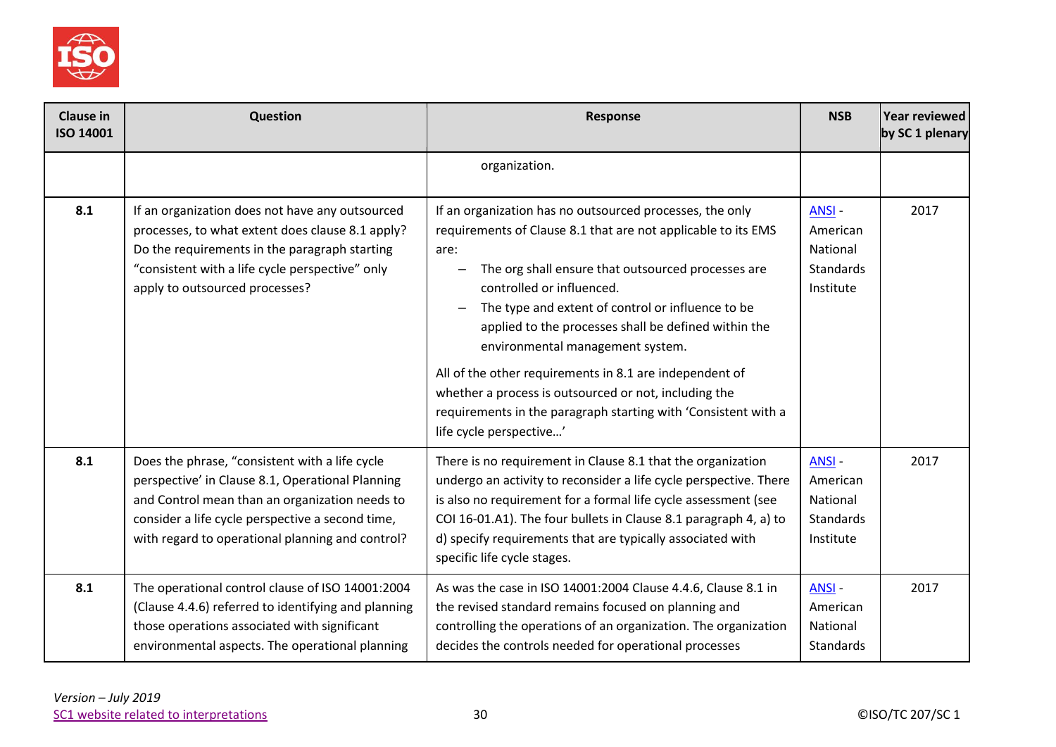| Clause in ISO 14001 | Question | Response | NSB | Year reviewed by SC 1 plenary |
|---|---|---|---|---|
| | | organization. | | |
| 8.1 | If an organization does not have any outsourced processes, to what extent does clause 8.1 apply? Do the requirements in the paragraph starting "consistent with a life cycle perspective" only apply to outsourced processes? | If an organization has no outsourced processes, the only requirements of Clause 8.1 that are not applicable to its EMS are:<br>– The org shall ensure that outsourced processes are controlled or influenced.<br>– The type and extent of control or influence to be applied to the processes shall be defined within the environmental management system.<br><br>All of the other requirements in 8.1 are independent of whether a process is outsourced or not, including the requirements in the paragraph starting with 'Consistent with a life cycle perspective…' | ANSI - American National Standards Institute | 2017 |
| 8.1 | Does the phrase, "consistent with a life cycle perspective' in Clause 8.1, Operational Planning and Control mean than an organization needs to consider a life cycle perspective a second time, with regard to operational planning and control? | There is no requirement in Clause 8.1 that the organization undergo an activity to reconsider a life cycle perspective. There is also no requirement for a formal life cycle assessment (see COI 16-01.A1). The four bullets in Clause 8.1 paragraph 4, a) to d) specify requirements that are typically associated with specific life cycle stages. | ANSI - American National Standards Institute | 2017 |
| 8.1 | The operational control clause of ISO 14001:2004 (Clause 4.4.6) referred to identifying and planning those operations associated with significant environmental aspects. The operational planning | As was the case in ISO 14001:2004 Clause 4.4.6, Clause 8.1 in the revised standard remains focused on planning and controlling the operations of an organization. The organization decides the controls needed for operational processes | ANSI - American National Standards | 2017 |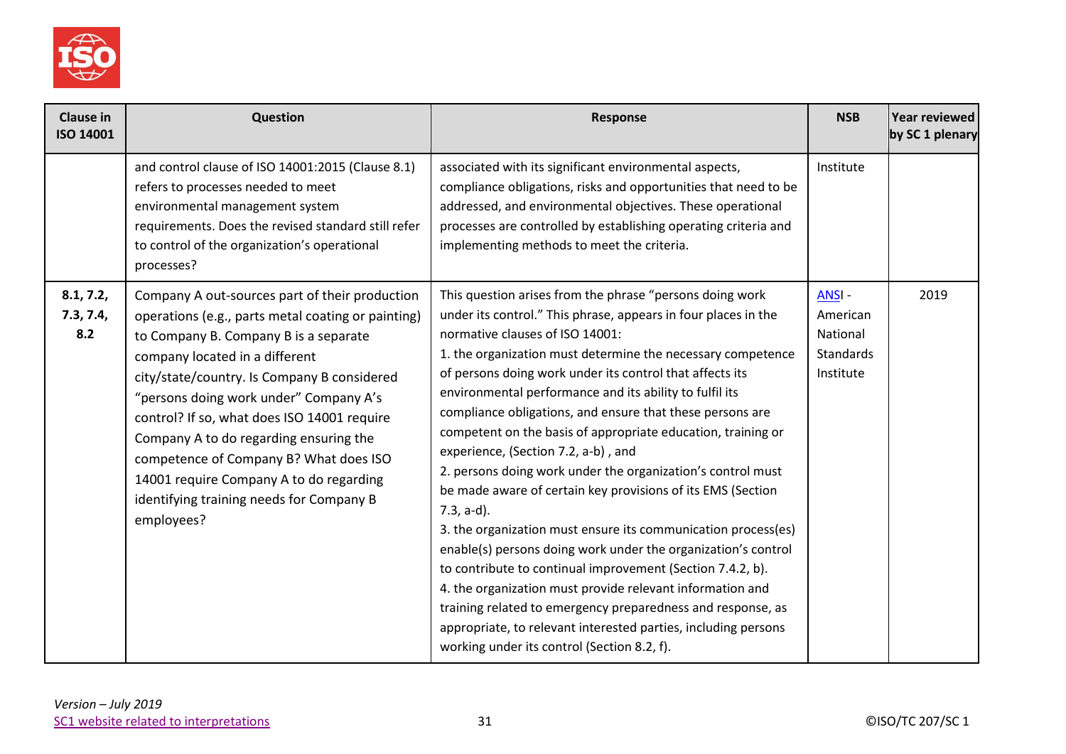| Clause in ISO 14001 | Question | Response | NSB | Year reviewed by SC 1 plenary |
|---|---|---|---|---|
| | and control clause of ISO 14001:2015 (Clause 8.1) refers to processes needed to meet environmental management system requirements. Does the revised standard still refer to control of the organization's operational processes? | associated with its significant environmental aspects, compliance obligations, risks and opportunities that need to be addressed, and environmental objectives. These operational processes are controlled by establishing operating criteria and implementing methods to meet the criteria. | Institute | |
| 8.1, 7.2, 7.3, 7.4, 8.2 | Company A out-sources part of their production operations (e.g., parts metal coating or painting) to Company B. Company B is a separate company located in a different city/state/country. Is Company B considered "persons doing work under" Company A's control? If so, what does ISO 14001 require Company A to do regarding ensuring the competence of Company B? What does ISO 14001 require Company A to do regarding identifying training needs for Company B employees? | This question arises from the phrase "persons doing work under its control." This phrase, appears in four places in the normative clauses of ISO 14001:<br>1. the organization must determine the necessary competence of persons doing work under its control that affects its environmental performance and its ability to fulfil its compliance obligations, and ensure that these persons are competent on the basis of appropriate education, training or experience, (Section 7.2, a-b) , and<br>2. persons doing work under the organization's control must be made aware of certain key provisions of its EMS (Section 7.3, a-d).<br>3. the organization must ensure its communication process(es) enable(s) persons doing work under the organization's control to contribute to continual improvement (Section 7.4.2, b).<br>4. the organization must provide relevant information and training related to emergency preparedness and response, as appropriate, to relevant interested parties, including persons working under its control (Section 8.2, f). | ANSI - American National Standards Institute | 2019 |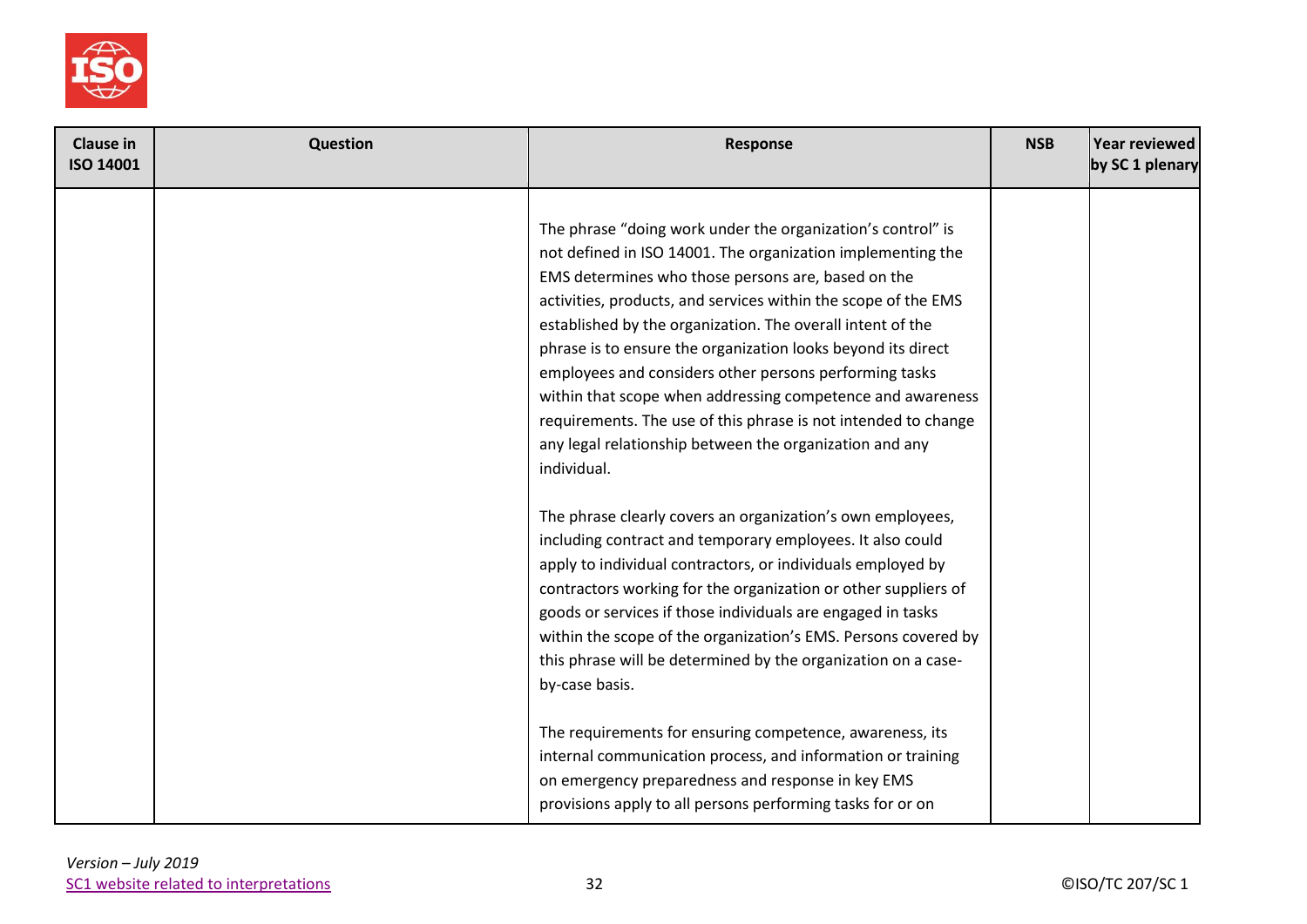| Clause in ISO 14001 | Question | Response | NSB | Year reviewed by SC 1 plenary |
|---|---|---|---|---|
| | | The phrase "doing work under the organization's control" is not defined in ISO 14001. The organization implementing the EMS determines who those persons are, based on the activities, products, and services within the scope of the EMS established by the organization. The overall intent of the phrase is to ensure the organization looks beyond its direct employees and considers other persons performing tasks within that scope when addressing competence and awareness requirements. The use of this phrase is not intended to change any legal relationship between the organization and any individual.<br><br>The phrase clearly covers an organization's own employees, including contract and temporary employees. It also could apply to individual contractors, or individuals employed by contractors working for the organization or other suppliers of goods or services if those individuals are engaged in tasks within the scope of the organization's EMS. Persons covered by this phrase will be determined by the organization on a case-by-case basis.<br><br>The requirements for ensuring competence, awareness, its internal communication process, and information or training on emergency preparedness and response in key EMS provisions apply to all persons performing tasks for or on | | |

*Version – July 2019*
[SC1 website related to interpretations]

©ISO/TC 207/SC 1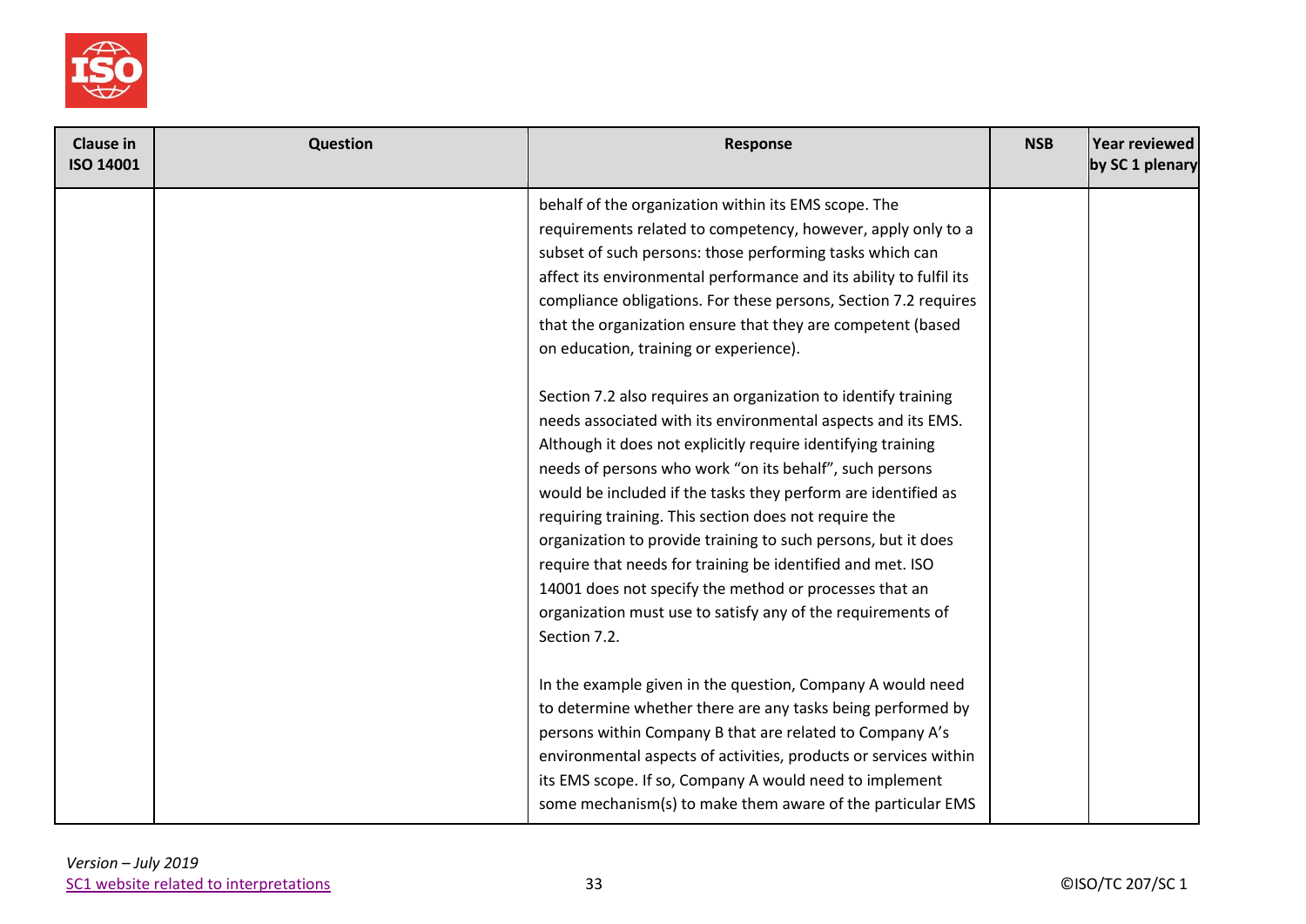| Clause in ISO 14001 | Question | Response | NSB | Year reviewed by SC 1 plenary |
|---|---|---|---|---|
| | | behalf of the organization within its EMS scope. The requirements related to competency, however, apply only to a subset of such persons: those performing tasks which can affect its environmental performance and its ability to fulfil its compliance obligations. For these persons, Section 7.2 requires that the organization ensure that they are competent (based on education, training or experience).<br><br>Section 7.2 also requires an organization to identify training needs associated with its environmental aspects and its EMS. Although it does not explicitly require identifying training needs of persons who work "on its behalf", such persons would be included if the tasks they perform are identified as requiring training. This section does not require the organization to provide training to such persons, but it does require that needs for training be identified and met. ISO 14001 does not specify the method or processes that an organization must use to satisfy any of the requirements of Section 7.2.<br><br>In the example given in the question, Company A would need to determine whether there are any tasks being performed by persons within Company B that are related to Company A's environmental aspects of activities, products or services within its EMS scope. If so, Company A would need to implement some mechanism(s) to make them aware of the particular EMS | | |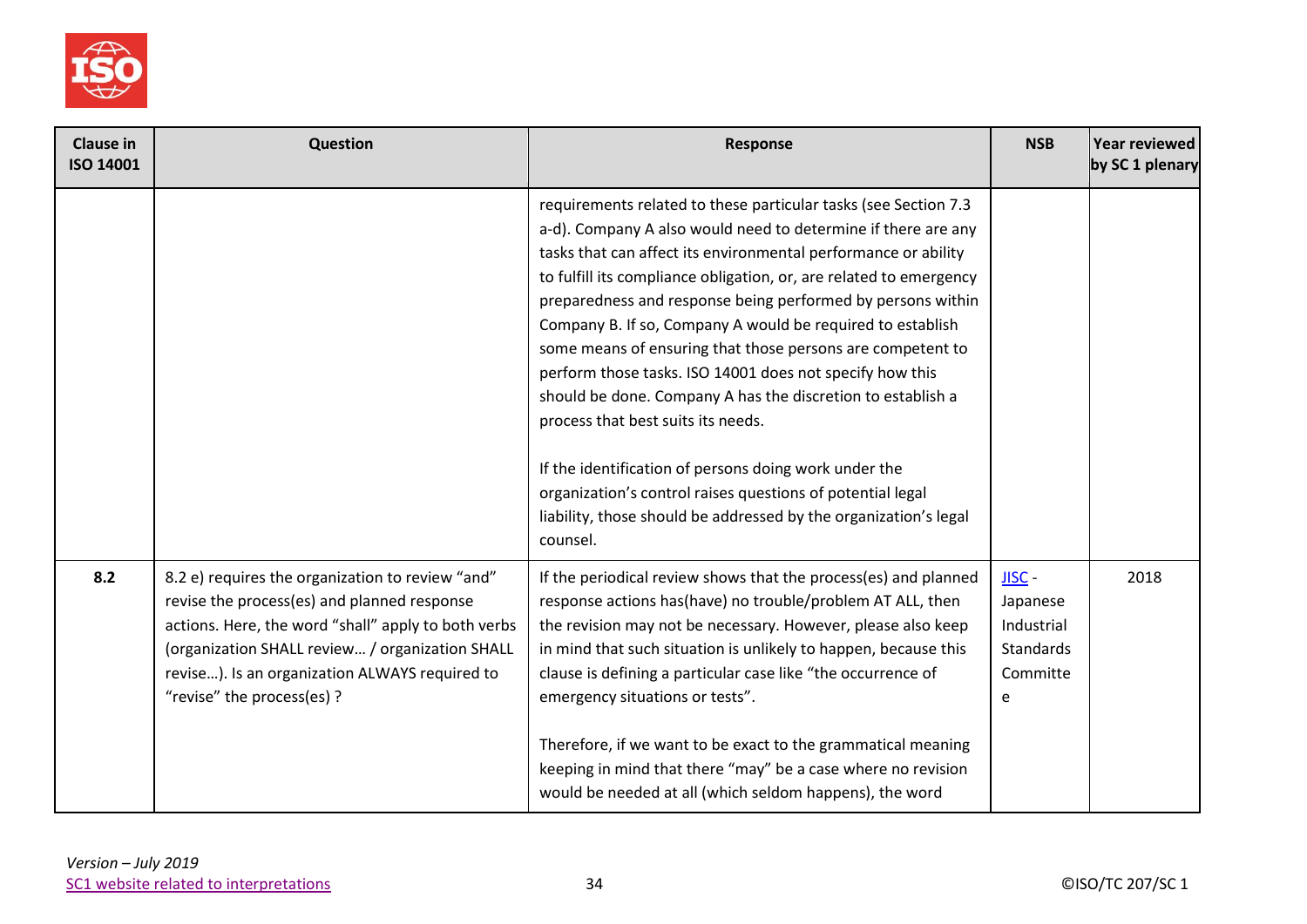| Clause in ISO 14001 | Question | Response | NSB | Year reviewed by SC 1 plenary |
|---|---|---|---|---|
| | | requirements related to these particular tasks (see Section 7.3 a-d). Company A also would need to determine if there are any tasks that can affect its environmental performance or ability to fulfill its compliance obligation, or, are related to emergency preparedness and response being performed by persons within Company B. If so, Company A would be required to establish some means of ensuring that those persons are competent to perform those tasks. ISO 14001 does not specify how this should be done. Company A has the discretion to establish a process that best suits its needs.<br><br>If the identification of persons doing work under the organization's control raises questions of potential legal liability, those should be addressed by the organization's legal counsel. | | |
| **8.2** | 8.2 e) requires the organization to review "and" revise the process(es) and planned response actions. Here, the word "shall" apply to both verbs (organization SHALL review… / organization SHALL revise…). Is an organization ALWAYS required to "revise" the process(es) ? | If the periodical review shows that the process(es) and planned response actions has(have) no trouble/problem AT ALL, then the revision may not be necessary. However, please also keep in mind that such situation is unlikely to happen, because this clause is defining a particular case like "the occurrence of emergency situations or tests".<br><br>Therefore, if we want to be exact to the grammatical meaning keeping in mind that there "may" be a case where no revision would be needed at all (which seldom happens), the word | JISC - Japanese Industrial Standards Committee | 2018 |

*Version – July 2019*
SC1 website related to interpretations

©ISO/TC 207/SC 1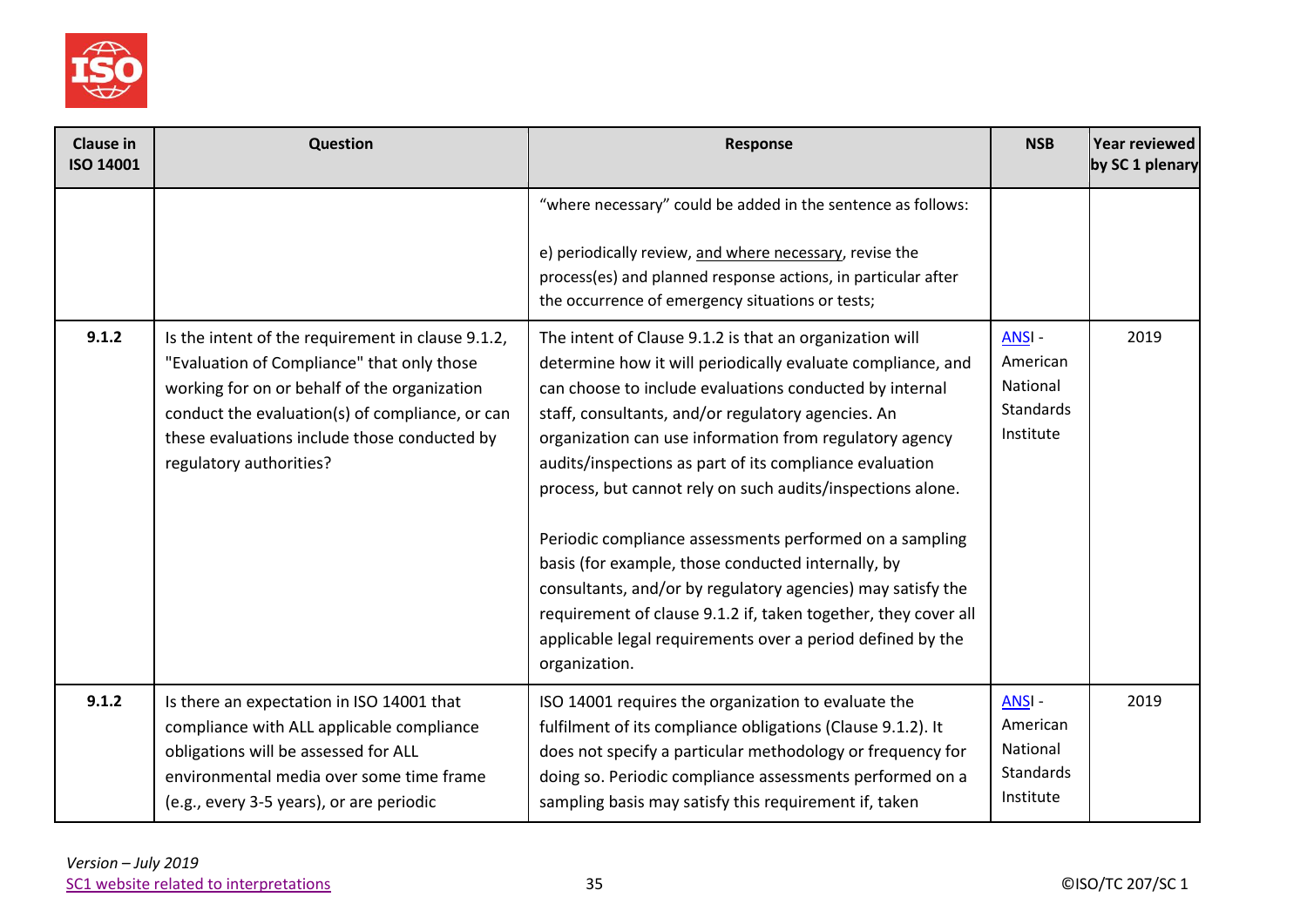| Clause in ISO 14001 | Question | Response | NSB | Year reviewed by SC 1 plenary |
|---|---|---|---|---|
| | | "where necessary" could be added in the sentence as follows:<br><br>e) periodically review, <u>and where necessary</u>, revise the process(es) and planned response actions, in particular after the occurrence of emergency situations or tests; | | |
| **9.1.2** | Is the intent of the requirement in clause 9.1.2, "Evaluation of Compliance" that only those working for on or behalf of the organization conduct the evaluation(s) of compliance, or can these evaluations include those conducted by regulatory authorities? | The intent of Clause 9.1.2 is that an organization will determine how it will periodically evaluate compliance, and can choose to include evaluations conducted by internal staff, consultants, and/or regulatory agencies. An organization can use information from regulatory agency audits/inspections as part of its compliance evaluation process, but cannot rely on such audits/inspections alone.<br><br>Periodic compliance assessments performed on a sampling basis (for example, those conducted internally, by consultants, and/or by regulatory agencies) may satisfy the requirement of clause 9.1.2 if, taken together, they cover all applicable legal requirements over a period defined by the organization. | ANSI - American National Standards Institute | 2019 |
| **9.1.2** | Is there an expectation in ISO 14001 that compliance with ALL applicable compliance obligations will be assessed for ALL environmental media over some time frame (e.g., every 3-5 years), or are periodic | ISO 14001 requires the organization to evaluate the fulfilment of its compliance obligations (Clause 9.1.2). It does not specify a particular methodology or frequency for doing so. Periodic compliance assessments performed on a sampling basis may satisfy this requirement if, taken | ANSI - American National Standards Institute | 2019 |

*Version – July 2019*
SC1 website related to interpretations

©ISO/TC 207/SC 1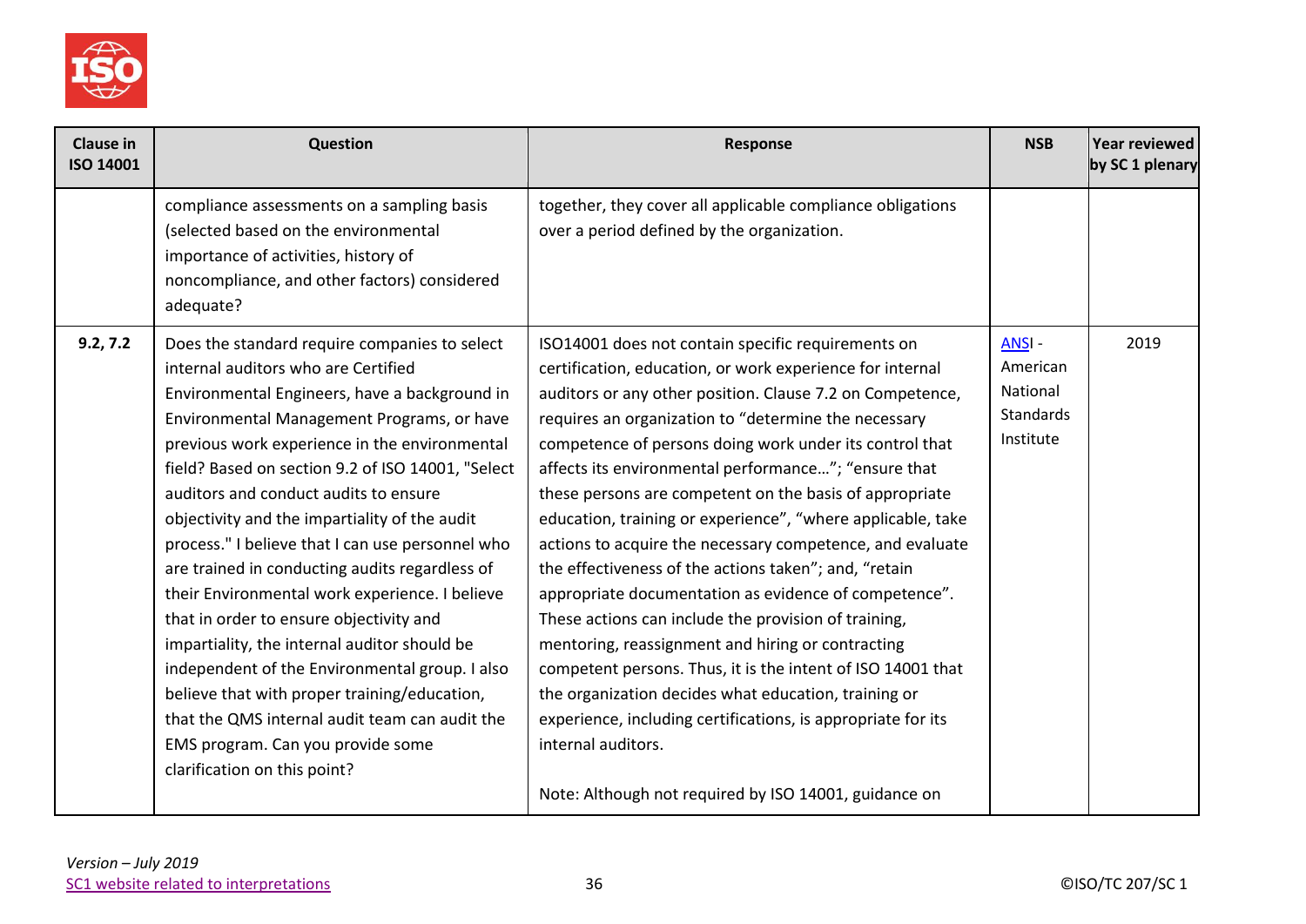| Clause in ISO 14001 | Question | Response | NSB | Year reviewed by SC 1 plenary |
|---|---|---|---|---|
| | compliance assessments on a sampling basis (selected based on the environmental importance of activities, history of noncompliance, and other factors) considered adequate? | together, they cover all applicable compliance obligations over a period defined by the organization. | | |
| 9.2, 7.2 | Does the standard require companies to select internal auditors who are Certified Environmental Engineers, have a background in Environmental Management Programs, or have previous work experience in the environmental field? Based on section 9.2 of ISO 14001, "Select auditors and conduct audits to ensure objectivity and the impartiality of the audit process." I believe that I can use personnel who are trained in conducting audits regardless of their Environmental work experience. I believe that in order to ensure objectivity and impartiality, the internal auditor should be independent of the Environmental group. I also believe that with proper training/education, that the QMS internal audit team can audit the EMS program. Can you provide some clarification on this point? | ISO14001 does not contain specific requirements on certification, education, or work experience for internal auditors or any other position. Clause 7.2 on Competence, requires an organization to "determine the necessary competence of persons doing work under its control that affects its environmental performance…"; "ensure that these persons are competent on the basis of appropriate education, training or experience", "where applicable, take actions to acquire the necessary competence, and evaluate the effectiveness of the actions taken"; and, "retain appropriate documentation as evidence of competence". These actions can include the provision of training, mentoring, reassignment and hiring or contracting competent persons. Thus, it is the intent of ISO 14001 that the organization decides what education, training or experience, including certifications, is appropriate for its internal auditors.<br><br>Note: Although not required by ISO 14001, guidance on | ANSI - American National Standards Institute | 2019 |

*Version – July 2019*
SC1 website related to interpretations

©ISO/TC 207/SC 1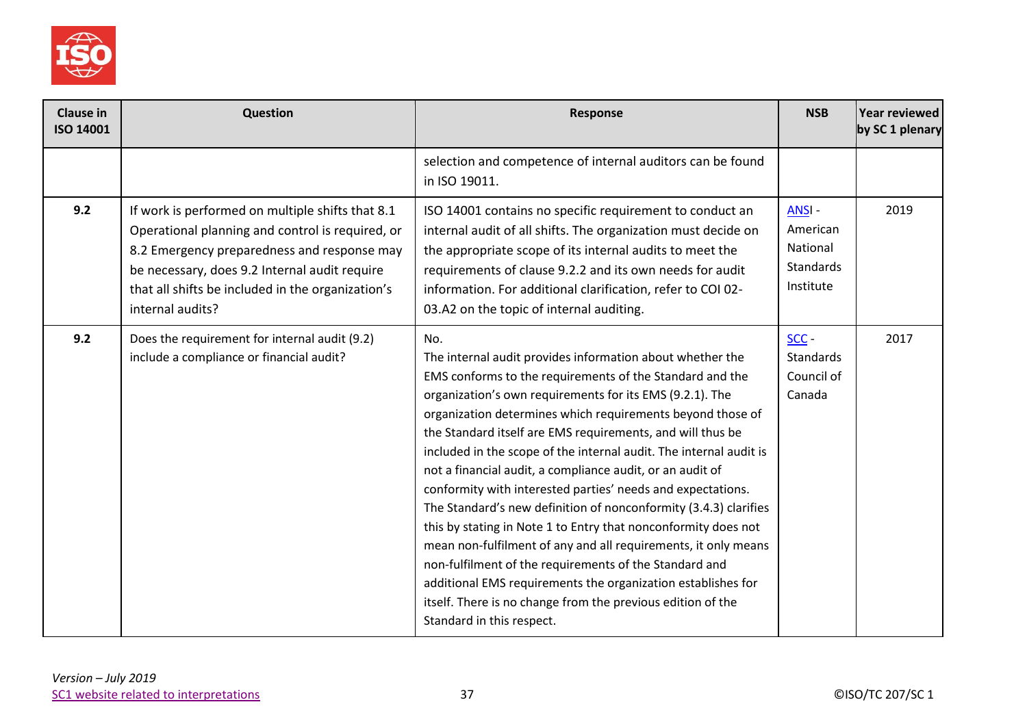| Clause in ISO 14001 | Question | Response | NSB | Year reviewed by SC 1 plenary |
|---|---|---|---|---|
| | | selection and competence of internal auditors can be found in ISO 19011. | | |
| **9.2** | If work is performed on multiple shifts that 8.1 Operational planning and control is required, or 8.2 Emergency preparedness and response may be necessary, does 9.2 Internal audit require that all shifts be included in the organization's internal audits? | ISO 14001 contains no specific requirement to conduct an internal audit of all shifts. The organization must decide on the appropriate scope of its internal audits to meet the requirements of clause 9.2.2 and its own needs for audit information. For additional clarification, refer to COI 02-03.A2 on the topic of internal auditing. | ANSI - American National Standards Institute | 2019 |
| **9.2** | Does the requirement for internal audit (9.2) include a compliance or financial audit? | No.<br>The internal audit provides information about whether the EMS conforms to the requirements of the Standard and the organization's own requirements for its EMS (9.2.1). The organization determines which requirements beyond those of the Standard itself are EMS requirements, and will thus be included in the scope of the internal audit. The internal audit is not a financial audit, a compliance audit, or an audit of conformity with interested parties' needs and expectations. The Standard's new definition of nonconformity (3.4.3) clarifies this by stating in Note 1 to Entry that nonconformity does not mean non-fulfilment of any and all requirements, it only means non-fulfilment of the requirements of the Standard and additional EMS requirements the organization establishes for itself. There is no change from the previous edition of the Standard in this respect. | SCC - Standards Council of Canada | 2017 |

*Version – July 2019*
SC1 website related to interpretations

©ISO/TC 207/SC 1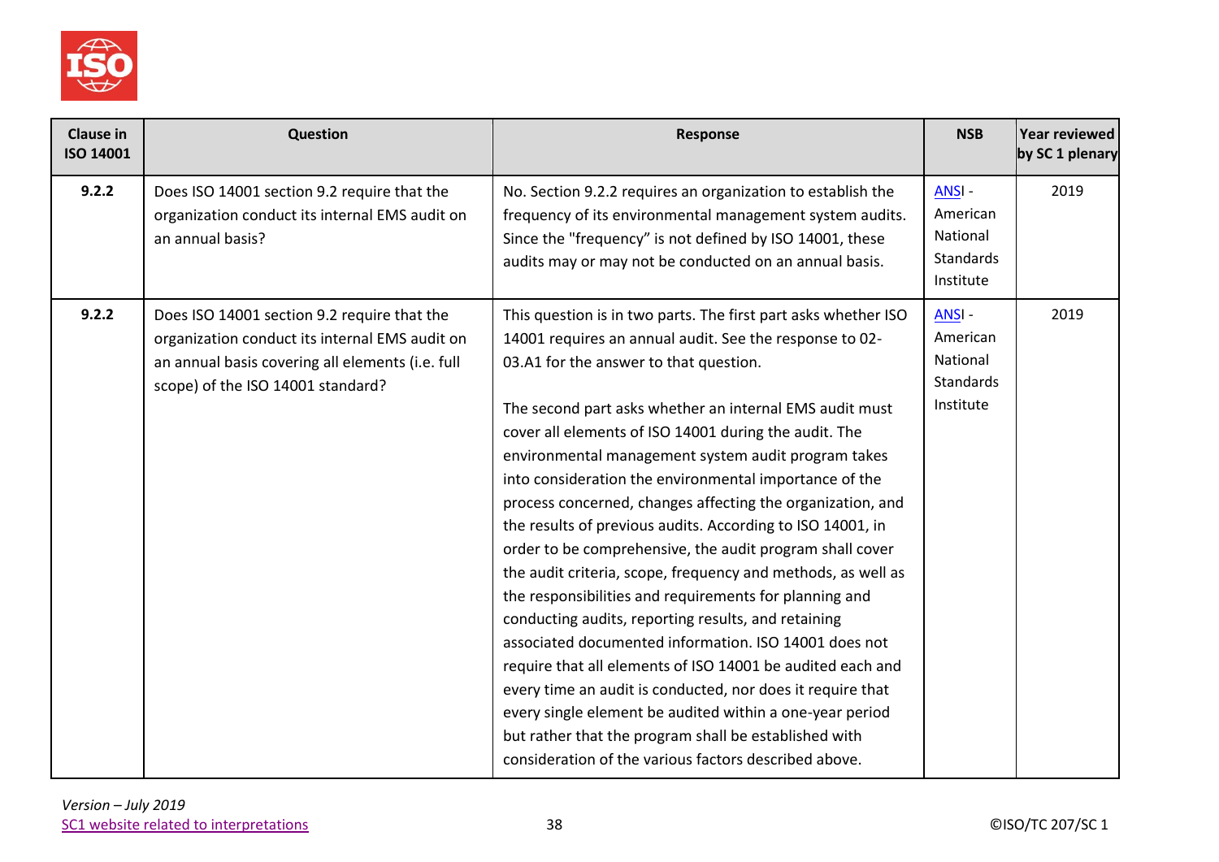| Clause in ISO 14001 | Question | Response | NSB | Year reviewed by SC 1 plenary |
|---|---|---|---|---|
| 9.2.2 | Does ISO 14001 section 9.2 require that the organization conduct its internal EMS audit on an annual basis? | No. Section 9.2.2 requires an organization to establish the frequency of its environmental management system audits. Since the "frequency" is not defined by ISO 14001, these audits may or may not be conducted on an annual basis. | ANSI - American National Standards Institute | 2019 |
| 9.2.2 | Does ISO 14001 section 9.2 require that the organization conduct its internal EMS audit on an annual basis covering all elements (i.e. full scope) of the ISO 14001 standard? | This question is in two parts. The first part asks whether ISO 14001 requires an annual audit. See the response to 02-03.A1 for the answer to that question.<br><br>The second part asks whether an internal EMS audit must cover all elements of ISO 14001 during the audit. The environmental management system audit program takes into consideration the environmental importance of the process concerned, changes affecting the organization, and the results of previous audits. According to ISO 14001, in order to be comprehensive, the audit program shall cover the audit criteria, scope, frequency and methods, as well as the responsibilities and requirements for planning and conducting audits, reporting results, and retaining associated documented information. ISO 14001 does not require that all elements of ISO 14001 be audited each and every time an audit is conducted, nor does it require that every single element be audited within a one-year period but rather that the program shall be established with consideration of the various factors described above. | ANSI - American National Standards Institute | 2019 |

*Version – July 2019*
SC1 website related to interpretations

©ISO/TC 207/SC 1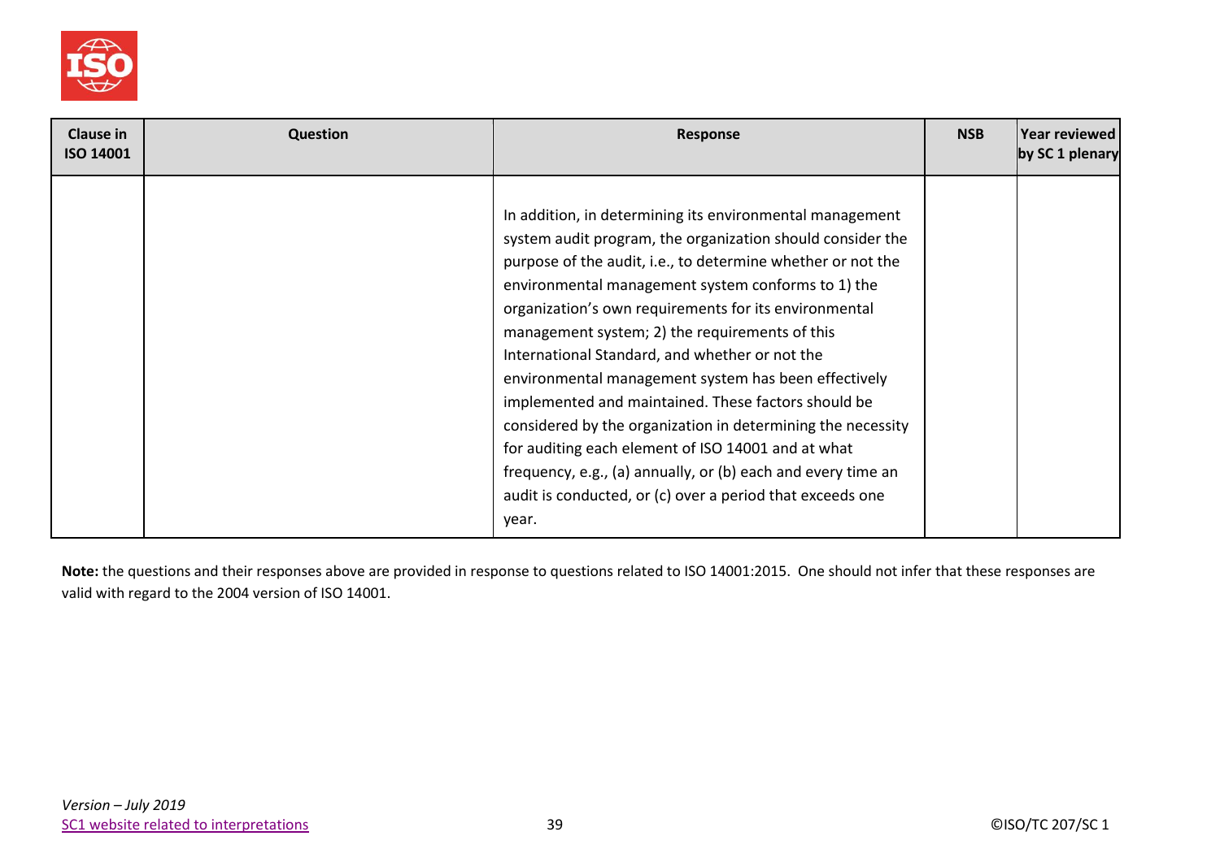| Clause in ISO 14001 | Question | Response | NSB | Year reviewed by SC 1 plenary |
|---|---|---|---|---|
| | | In addition, in determining its environmental management system audit program, the organization should consider the purpose of the audit, i.e., to determine whether or not the environmental management system conforms to 1) the organization's own requirements for its environmental management system; 2) the requirements of this International Standard, and whether or not the environmental management system has been effectively implemented and maintained. These factors should be considered by the organization in determining the necessity for auditing each element of ISO 14001 and at what frequency, e.g., (a) annually, or (b) each and every time an audit is conducted, or (c) over a period that exceeds one year. | | |

**Note:** the questions and their responses above are provided in response to questions related to ISO 14001:2015. One should not infer that these responses are valid with regard to the 2004 version of ISO 14001.